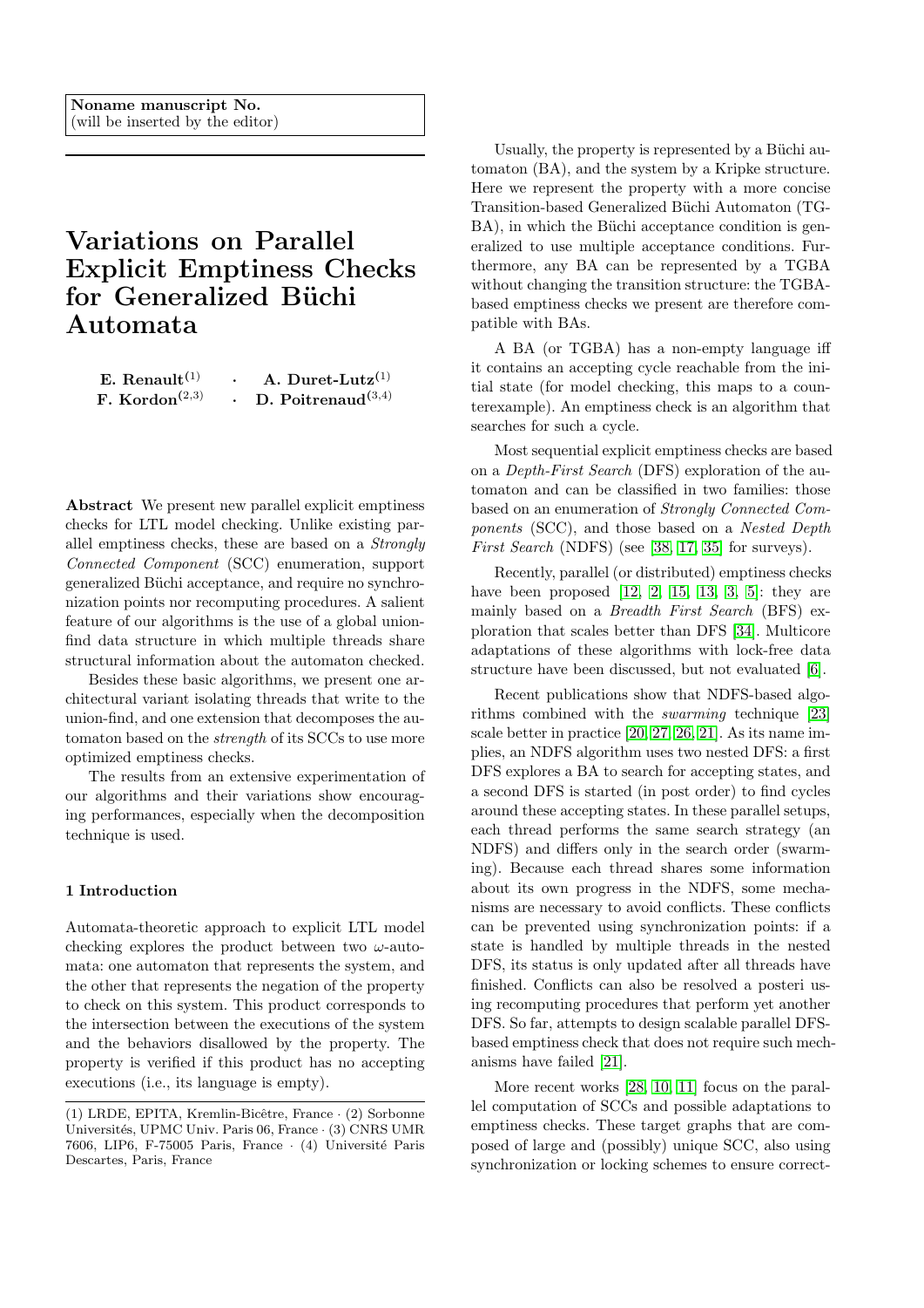**Noname manuscript No.**
(will be inserted by the editor)

# Variations on Parallel Explicit Emptiness Checks for Generalized Büchi Automata

**E. Renault**[1] · **A. Duret-Lutz**[1]
**F. Kordon**[2,3] · **D. Poitrenaud**[3,4]

**Abstract** We present new parallel explicit emptiness checks for LTL model checking. Unlike existing parallel emptiness checks, these are based on a *Strongly Connected Component* (SCC) enumeration, support generalized Büchi acceptance, and require no synchronization points nor recomputing procedures. A salient feature of our algorithms is the use of a global union-find data structure in which multiple threads share structural information about the automaton checked.

Besides these basic algorithms, we present one architectural variant isolating threads that write to the union-find, and one extension that decomposes the automaton based on the *strength* of its SCCs to use more optimized emptiness checks.

The results from an extensive experimentation of our algorithms and their variations show encouraging performances, especially when the decomposition technique is used.

## 1 Introduction

Automata-theoretic approach to explicit LTL model checking explores the product between two $\omega$-automata: one automaton that represents the system, and the other that represents the negation of the property to check on this system. This product corresponds to the intersection between the executions of the system and the behaviors disallowed by the property. The property is verified if this product has no accepting executions (i.e., its language is empty).

(1) LRDE, EPITA, Kremlin-Bicêtre, France · (2) Sorbonne Universités, UPMC Univ. Paris 06, France · (3) CNRS UMR 7606, LIP6, F-75005 Paris, France · (4) Université Paris Descartes, Paris, France

Usually, the property is represented by a Büchi automaton (BA), and the system by a Kripke structure. Here we represent the property with a more concise Transition-based Generalized Büchi Automaton (TGBA), in which the Büchi acceptance condition is generalized to use multiple acceptance conditions. Furthermore, any BA can be represented by a TGBA without changing the transition structure: the TGBA-based emptiness checks we present are therefore compatible with BAs.

A BA (or TGBA) has a non-empty language iff it contains an accepting cycle reachable from the initial state (for model checking, this maps to a counterexample). An emptiness check is an algorithm that searches for such a cycle.

Most sequential explicit emptiness checks are based on a *Depth-First Search* (DFS) exploration of the automaton and can be classified in two families: those based on an enumeration of *Strongly Connected Components* (SCC), and those based on a *Nested Depth First Search* (NDFS) (see [38, 17, 35] for surveys).

Recently, parallel (or distributed) emptiness checks have been proposed [12, 2, 15, 13, 3, 5]: they are mainly based on a *Breadth First Search* (BFS) exploration that scales better than DFS [34]. Multicore adaptations of these algorithms with lock-free data structure have been discussed, but not evaluated [6].

Recent publications show that NDFS-based algorithms combined with the *swarming* technique [23] scale better in practice [20, 27, 26, 21]. As its name implies, an NDFS algorithm uses two nested DFS: a first DFS explores a BA to search for accepting states, and a second DFS is started (in post order) to find cycles around these accepting states. In these parallel setups, each thread performs the same search strategy (an NDFS) and differs only in the search order (swarming). Because each thread shares some information about its own progress in the NDFS, some mechanisms are necessary to avoid conflicts. These conflicts can be prevented using synchronization points: if a state is handled by multiple threads in the nested DFS, its status is only updated after all threads have finished. Conflicts can also be resolved a posteri using recomputing procedures that perform yet another DFS. So far, attempts to design scalable parallel DFS-based emptiness check that does not require such mechanisms have failed [21].

More recent works [28, 10, 11] focus on the parallel computation of SCCs and possible adaptations to emptiness checks. These target graphs that are composed of large and (possibly) unique SCC, also using synchronization or locking schemes to ensure correct-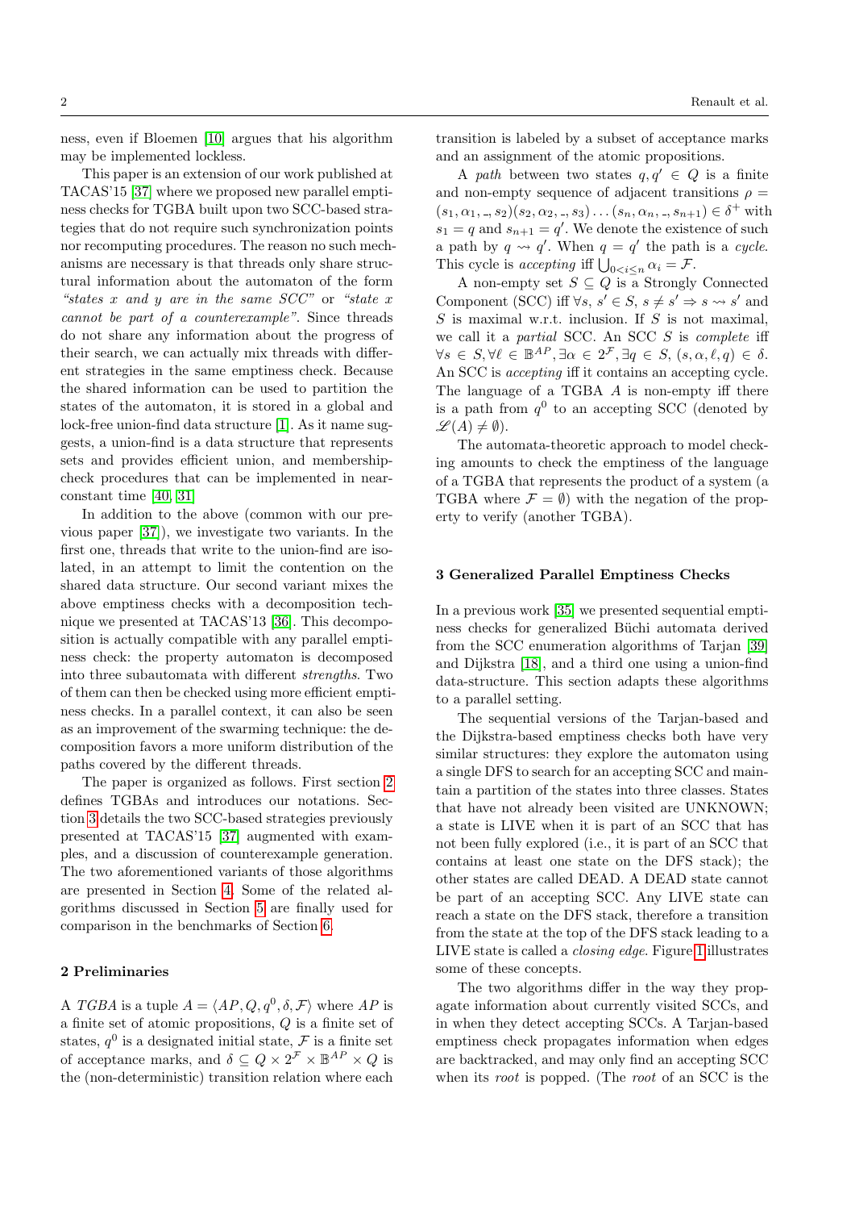ness, even if Bloemen [10] argues that his algorithm may be implemented lockless.

This paper is an extension of our work published at TACAS'15 [37] where we proposed new parallel emptiness checks for TGBA built upon two SCC-based strategies that do not require such synchronization points nor recomputing procedures. The reason no such mechanisms are necessary is that threads only share structural information about the automaton of the form *"states x and y are in the same SCC"* or *"state x cannot be part of a counterexample"*. Since threads do not share any information about the progress of their search, we can actually mix threads with different strategies in the same emptiness check. Because the shared information can be used to partition the states of the automaton, it is stored in a global and lock-free union-find data structure [1]. As it name suggests, a union-find is a data structure that represents sets and provides efficient union, and membership-check procedures that can be implemented in near-constant time [40, 31].

In addition to the above (common with our previous paper [37]), we investigate two variants. In the first one, threads that write to the union-find are isolated, in an attempt to limit the contention on the shared data structure. Our second variant mixes the above emptiness checks with a decomposition technique we presented at TACAS'13 [36]. This decomposition is actually compatible with any parallel emptiness check: the property automaton is decomposed into three subautomata with different *strengths*. Two of them can then be checked using more efficient emptiness checks. In a parallel context, it can also be seen as an improvement of the swarming technique: the decomposition favors a more uniform distribution of the paths covered by the different threads.

The paper is organized as follows. First section 2 defines TGBAs and introduces our notations. Section 3 details the two SCC-based strategies previously presented at TACAS'15 [37] augmented with examples, and a discussion of counterexample generation. The two aforementioned variants of those algorithms are presented in Section 4. Some of the related algorithms discussed in Section 5 are finally used for comparison in the benchmarks of Section 6.

## 2 Preliminaries

A *TGBA* is a tuple $A = \langle AP, Q, q^0, \delta, \mathcal{F}\rangle$ where $AP$ is a finite set of atomic propositions, $Q$ is a finite set of states, $q^0$ is a designated initial state, $\mathcal{F}$ is a finite set of acceptance marks, and $\delta \subseteq Q \times 2^{\mathcal{F}} \times \mathbb{B}^{AP} \times Q$ is the (non-deterministic) transition relation where each transition is labeled by a subset of acceptance marks and an assignment of the atomic propositions.

A *path* between two states $q, q' \in Q$ is a finite and non-empty sequence of adjacent transitions $\rho = (s_1, \alpha_1, \_, s_2)(s_2, \alpha_2, \_, s_3) \ldots (s_n, \alpha_n, \_, s_{n+1}) \in \delta^+$ with $s_1 = q$ and $s_{n+1} = q'$. We denote the existence of such a path by $q \rightsquigarrow q'$. When $q = q'$ the path is a *cycle*. This cycle is *accepting* iff $\bigcup_{0<i\leq n} \alpha_i = \mathcal{F}$.

A non-empty set $S \subseteq Q$ is a Strongly Connected Component (SCC) iff $\forall s,\ s' \in S,\ s \neq s' \Rightarrow s \rightsquigarrow s'$ and $S$ is maximal w.r.t. inclusion. If $S$ is not maximal, we call it a *partial* SCC. An SCC $S$ is *complete* iff $\forall s \in S, \forall \ell \in \mathbb{B}^{AP}, \exists \alpha \in 2^{\mathcal{F}}, \exists q \in S,\ (s, \alpha, \ell, q) \in \delta$. An SCC is *accepting* iff it contains an accepting cycle. The language of a TGBA $A$ is non-empty iff there is a path from $q^0$ to an accepting SCC (denoted by $\mathscr{L}(A) \neq \emptyset$).

The automata-theoretic approach to model checking amounts to check the emptiness of the language of a TGBA that represents the product of a system (a TGBA where $\mathcal{F} = \emptyset$) with the negation of the property to verify (another TGBA).

## 3 Generalized Parallel Emptiness Checks

In a previous work [35] we presented sequential emptiness checks for generalized Büchi automata derived from the SCC enumeration algorithms of Tarjan [39] and Dijkstra [18], and a third one using a union-find data-structure. This section adapts these algorithms to a parallel setting.

The sequential versions of the Tarjan-based and the Dijkstra-based emptiness checks both have very similar structures: they explore the automaton using a single DFS to search for an accepting SCC and maintain a partition of the states into three classes. States that have not already been visited are UNKNOWN; a state is LIVE when it is part of an SCC that has not been fully explored (i.e., it is part of an SCC that contains at least one state on the DFS stack); the other states are called DEAD. A DEAD state cannot be part of an accepting SCC. Any LIVE state can reach a state on the DFS stack, therefore a transition from the state at the top of the DFS stack leading to a LIVE state is called a *closing edge*. Figure 1 illustrates some of these concepts.

The two algorithms differ in the way they propagate information about currently visited SCCs, and in when they detect accepting SCCs. A Tarjan-based emptiness check propagates information when edges are backtracked, and may only find an accepting SCC when its *root* is popped. (The *root* of an SCC is the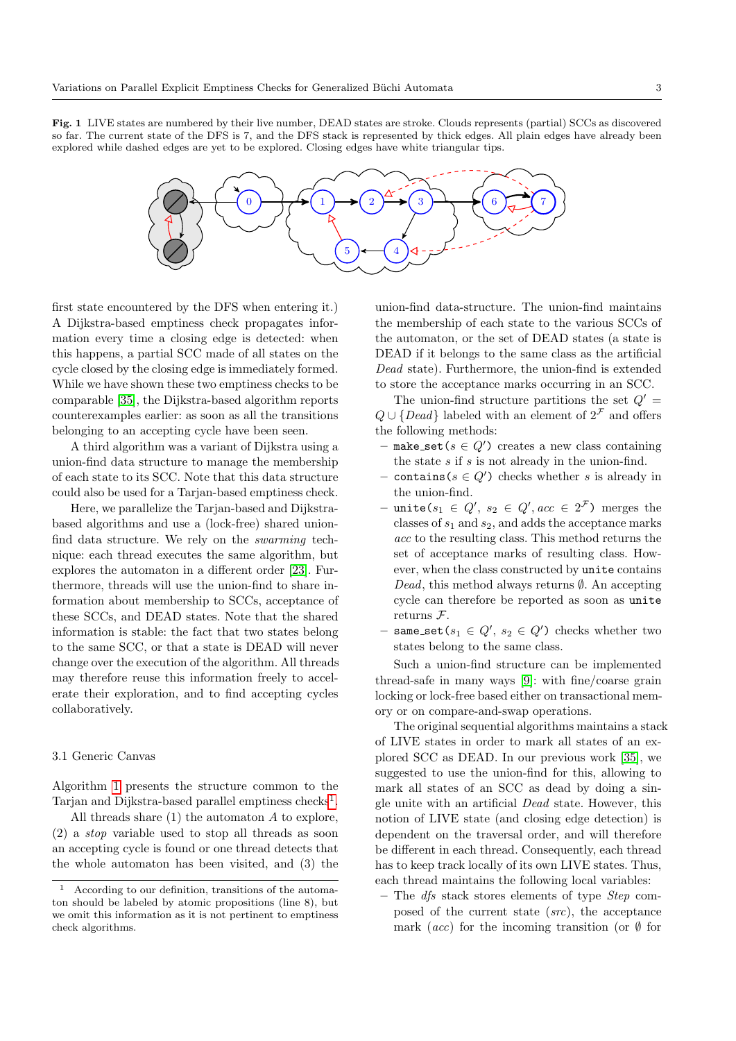**Fig. 1** LIVE states are numbered by their live number, DEAD states are stroke. Clouds represents (partial) SCCs as discovered so far. The current state of the DFS is 7, and the DFS stack is represented by thick edges. All plain edges have already been explored while dashed edges are yet to be explored. Closing edges have white triangular tips.

first state encountered by the DFS when entering it.) A Dijkstra-based emptiness check propagates information every time a closing edge is detected: when this happens, a partial SCC made of all states on the cycle closed by the closing edge is immediately formed. While we have shown these two emptiness checks to be comparable [35], the Dijkstra-based algorithm reports counterexamples earlier: as soon as all the transitions belonging to an accepting cycle have been seen.

A third algorithm was a variant of Dijkstra using a union-find data structure to manage the membership of each state to its SCC. Note that this data structure could also be used for a Tarjan-based emptiness check.

Here, we parallelize the Tarjan-based and Dijkstra-based algorithms and use a (lock-free) shared union-find data structure. We rely on the *swarming* technique: each thread executes the same algorithm, but explores the automaton in a different order [23]. Furthermore, threads will use the union-find to share information about membership to SCCs, acceptance of these SCCs, and DEAD states. Note that the shared information is stable: the fact that two states belong to the same SCC, or that a state is DEAD will never change over the execution of the algorithm. All threads may therefore reuse this information freely to accelerate their exploration, and to find accepting cycles collaboratively.

### 3.1 Generic Canvas

Algorithm 1 presents the structure common to the Tarjan and Dijkstra-based parallel emptiness checks[1].

All threads share (1) the automaton $A$ to explore, (2) a *stop* variable used to stop all threads as soon an accepting cycle is found or one thread detects that the whole automaton has been visited, and (3) the union-find data-structure. The union-find maintains the membership of each state to the various SCCs of the automaton, or the set of DEAD states (a state is DEAD if it belongs to the same class as the artificial *Dead* state). Furthermore, the union-find is extended to store the acceptance marks occurring in an SCC.

The union-find structure partitions the set $Q' = Q \cup \{Dead\}$ labeled with an element of $2^{\mathcal{F}}$ and offers the following methods:

- `make_set`($s \in Q'$) creates a new class containing the state $s$ if $s$ is not already in the union-find.
- `contains`($s \in Q'$) checks whether $s$ is already in the union-find.
- `unite`($s_1 \in Q'$, $s_2 \in Q'$, $acc \in 2^{\mathcal{F}}$) merges the classes of $s_1$ and $s_2$, and adds the acceptance marks $acc$ to the resulting class. This method returns the set of acceptance marks of resulting class. However, when the class constructed by `unite` contains *Dead*, this method always returns $\emptyset$. An accepting cycle can therefore be reported as soon as `unite` returns $\mathcal{F}$.
- `same_set`($s_1 \in Q'$, $s_2 \in Q'$) checks whether two states belong to the same class.

Such a union-find structure can be implemented thread-safe in many ways [9]: with fine/coarse grain locking or lock-free based either on transactional memory or on compare-and-swap operations.

The original sequential algorithms maintains a stack of LIVE states in order to mark all states of an explored SCC as DEAD. In our previous work [35], we suggested to use the union-find for this, allowing to mark all states of an SCC as dead by doing a single unite with an artificial *Dead* state. However, this notion of LIVE state (and closing edge detection) is dependent on the traversal order, and will therefore be different in each thread. Consequently, each thread has to keep track locally of its own LIVE states. Thus, each thread maintains the following local variables:

- The *dfs* stack stores elements of type *Step* composed of the current state (*src*), the acceptance mark (*acc*) for the incoming transition (or $\emptyset$ for

[1] According to our definition, transitions of the automaton should be labeled by atomic propositions (line 8), but we omit this information as it is not pertinent to emptiness check algorithms.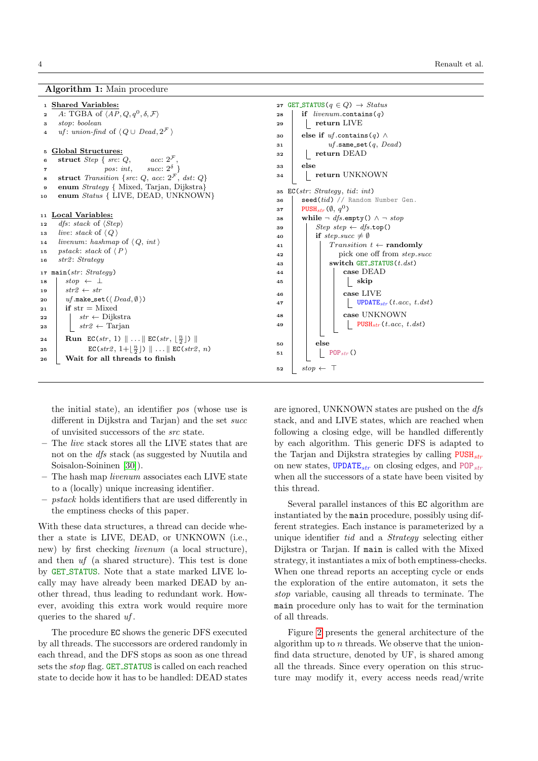**Algorithm 1:** Main procedure

```
1  Shared Variables:
2    A: TGBA of ⟨AP, Q, q⁰, δ, F⟩
3    stop: boolean
4    uf: union-find of ⟨Q ∪ Dead, 2^F⟩

5  Global Structures:
6    struct Step { src: Q,        acc: 2^F,
7                  pos: int,      succ: 2^δ }
8    struct Transition {src: Q, acc: 2^F, dst: Q}
9    enum Strategy { Mixed, Tarjan, Dijkstra}
10   enum Status { LIVE, DEAD, UNKNOWN}

11 Local Variables:
12   dfs: stack of ⟨Step⟩
13   live: stack of ⟨Q⟩
14   livenum: hashmap of ⟨Q, int⟩
15   pstack: stack of ⟨P⟩
16   str2: Strategy

17 main(str: Strategy)
18   stop ← ⊥
19   str2 ← str
20   uf.make_set(⟨Dead, ∅⟩)
21   if str = Mixed
22     str ← Dijkstra
23     str2 ← Tarjan
24   Run EC(str, 1) ∥ ... ∥ EC(str, ⌊n/2⌋) ∥
25       EC(str2, 1+⌊n/2⌋) ∥ ... ∥ EC(str2, n)
26   Wait for all threads to finish

27 GET_STATUS(q ∈ Q) → Status
28   if livenum.contains(q)
29     return LIVE
30   else if uf.contains(q) ∧
31           uf.same_set(q, Dead)
32     return DEAD
33   else
34     return UNKNOWN

35 EC(str: Strategy, tid: int)
36   seed(tid) // Random Number Gen.
37   PUSH_str(∅, q⁰)
38   while ¬ dfs.empty() ∧ ¬ stop
39     Step step ← dfs.top()
40     if step.succ ≠ ∅
41       Transition t ← randomly
42           pick one off from step.succ
43       switch GET_STATUS(t.dst)
44         case DEAD
45           skip
46         case LIVE
47           UPDATE_str(t.acc, t.dst)
48         case UNKNOWN
49           PUSH_str(t.acc, t.dst)
50     else
51       POP_str()
52   stop ← ⊤
```

the initial state), an identifier *pos* (whose use is different in Dijkstra and Tarjan) and the set *succ* of unvisited successors of the *src* state.

- The *live* stack stores all the LIVE states that are not on the *dfs* stack (as suggested by Nuutila and Soisalon-Soininen [30]).
- The hash map *livenum* associates each LIVE state to a (locally) unique increasing identifier.
- *pstack* holds identifiers that are used differently in the emptiness checks of this paper.

With these data structures, a thread can decide whether a state is LIVE, DEAD, or UNKNOWN (i.e., new) by first checking *livenum* (a local structure), and then *uf* (a shared structure). This test is done by GET_STATUS. Note that a state marked LIVE locally may have already been marked DEAD by another thread, thus leading to redundant work. However, avoiding this extra work would require more queries to the shared *uf*.

The procedure EC shows the generic DFS executed by all threads. The successors are ordered randomly in each thread, and the DFS stops as soon as one thread sets the *stop* flag. GET_STATUS is called on each reached state to decide how it has to be handled: DEAD states are ignored, UNKNOWN states are pushed on the *dfs* stack, and and LIVE states, which are reached when following a closing edge, will be handled differently by each algorithm. This generic DFS is adapted to the Tarjan and Dijkstra strategies by calling $\text{PUSH}_{str}$ on new states, $\text{UPDATE}_{str}$ on closing edges, and $\text{POP}_{str}$ when all the successors of a state have been visited by this thread.

Several parallel instances of this EC algorithm are instantiated by the main procedure, possibly using different strategies. Each instance is parameterized by a unique identifier *tid* and a *Strategy* selecting either Dijkstra or Tarjan. If main is called with the Mixed strategy, it instantiates a mix of both emptiness-checks. When one thread reports an accepting cycle or ends the exploration of the entire automaton, it sets the *stop* variable, causing all threads to terminate. The main procedure only has to wait for the termination of all threads.

Figure 2 presents the general architecture of the algorithm up to $n$ threads. We observe that the union-find data structure, denoted by UF, is shared among all the threads. Since every operation on this structure may modify it, every access needs read/write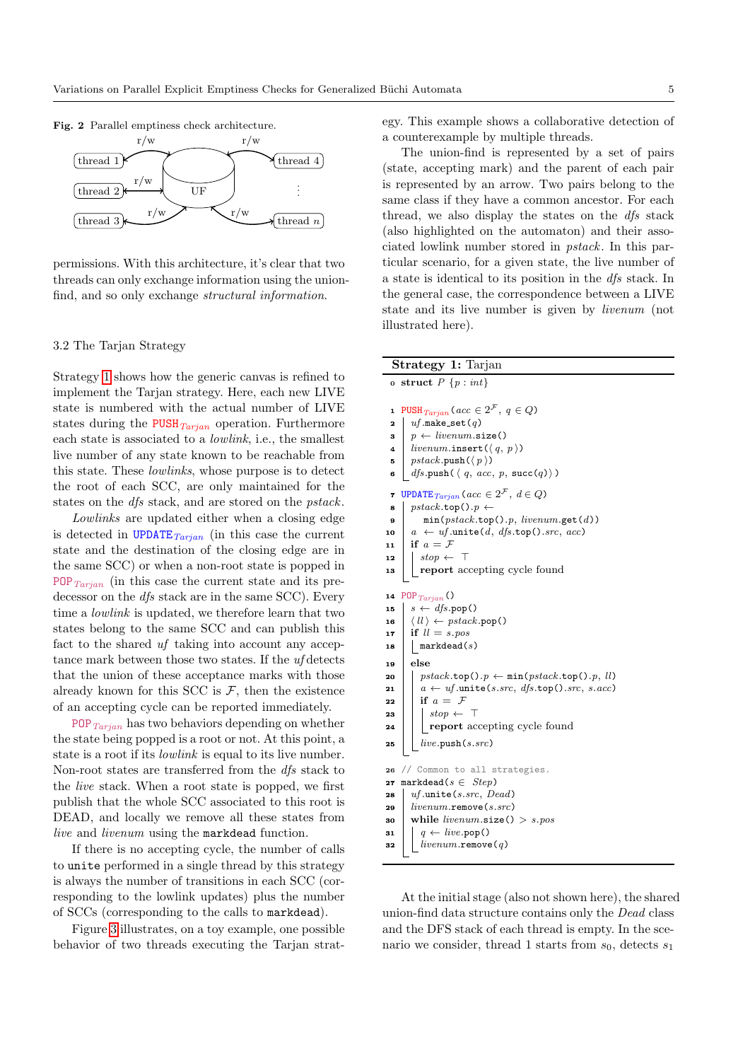**Fig. 2** Parallel emptiness check architecture.

permissions. With this architecture, it's clear that two threads can only exchange information using the union-find, and so only exchange *structural information*.

### 3.2 The Tarjan Strategy

Strategy 1 shows how the generic canvas is refined to implement the Tarjan strategy. Here, each new LIVE state is numbered with the actual number of LIVE states during the $\texttt{PUSH}_{Tarjan}$ operation. Furthermore each state is associated to a *lowlink*, i.e., the smallest live number of any state known to be reachable from this state. These *lowlinks*, whose purpose is to detect the root of each SCC, are only maintained for the states on the *dfs* stack, and are stored on the *pstack*.

*Lowlinks* are updated either when a closing edge is detected in $\texttt{UPDATE}_{Tarjan}$ (in this case the current state and the destination of the closing edge are in the same SCC) or when a non-root state is popped in $\texttt{POP}_{Tarjan}$ (in this case the current state and its predecessor on the *dfs* stack are in the same SCC). Every time a *lowlink* is updated, we therefore learn that two states belong to the same SCC and can publish this fact to the shared *uf* taking into account any acceptance mark between those two states. If the *uf* detects that the union of these acceptance marks with those already known for this SCC is $\mathcal{F}$, then the existence of an accepting cycle can be reported immediately.

$\texttt{POP}_{Tarjan}$ has two behaviors depending on whether the state being popped is a root or not. At this point, a state is a root if its *lowlink* is equal to its live number. Non-root states are transferred from the *dfs* stack to the *live* stack. When a root state is popped, we first publish that the whole SCC associated to this root is DEAD, and locally we remove all these states from *live* and *livenum* using the `markdead` function.

If there is no accepting cycle, the number of calls to `unite` performed in a single thread by this strategy is always the number of transitions in each SCC (corresponding to the lowlink updates) plus the number of SCCs (corresponding to the calls to `markdead`).

Figure 3 illustrates, on a toy example, one possible behavior of two threads executing the Tarjan strategy. This example shows a collaborative detection of a counterexample by multiple threads.

The union-find is represented by a set of pairs (state, accepting mark) and the parent of each pair is represented by an arrow. Two pairs belong to the same class if they have a common ancestor. For each thread, we also display the states on the *dfs* stack (also highlighted on the automaton) and their associated lowlink number stored in *pstack*. In this particular scenario, for a given state, the live number of a state is identical to its position in the *dfs* stack. In the general case, the correspondence between a LIVE state and its live number is given by *livenum* (not illustrated here).

**Strategy 1:** Tarjan

```
0  struct P {p : int}

1  PUSH_Tarjan(acc ∈ 2^F, q ∈ Q)
2    uf.make_set(q)
3    p ← livenum.size()
4    livenum.insert(⟨q, p⟩)
5    pstack.push(⟨p⟩)
6    dfs.push(⟨q, acc, p, succ(q)⟩)

7  UPDATE_Tarjan(acc ∈ 2^F, d ∈ Q)
8    pstack.top().p ←
9        min(pstack.top().p, livenum.get(d))
10   a ← uf.unite(d, dfs.top().src, acc)
11   if a = F
12     stop ← ⊤
13     report accepting cycle found

14 POP_Tarjan()
15   s ← dfs.pop()
16   ⟨ll⟩ ← pstack.pop()
17   if ll = s.pos
18     markdead(s)
19   else
20     pstack.top().p ← min(pstack.top().p, ll)
21     a ← uf.unite(s.src, dfs.top().src, s.acc)
22     if a = F
23       stop ← ⊤
24       report accepting cycle found
25     live.push(s.src)

26 // Common to all strategies.
27 markdead(s ∈ Step)
28   uf.unite(s.src, Dead)
29   livenum.remove(s.src)
30   while livenum.size() > s.pos
31     q ← live.pop()
32     livenum.remove(q)
```

At the initial stage (also not shown here), the shared union-find data structure contains only the *Dead* class and the DFS stack of each thread is empty. In the scenario we consider, thread 1 starts from $s_0$, detects $s_1$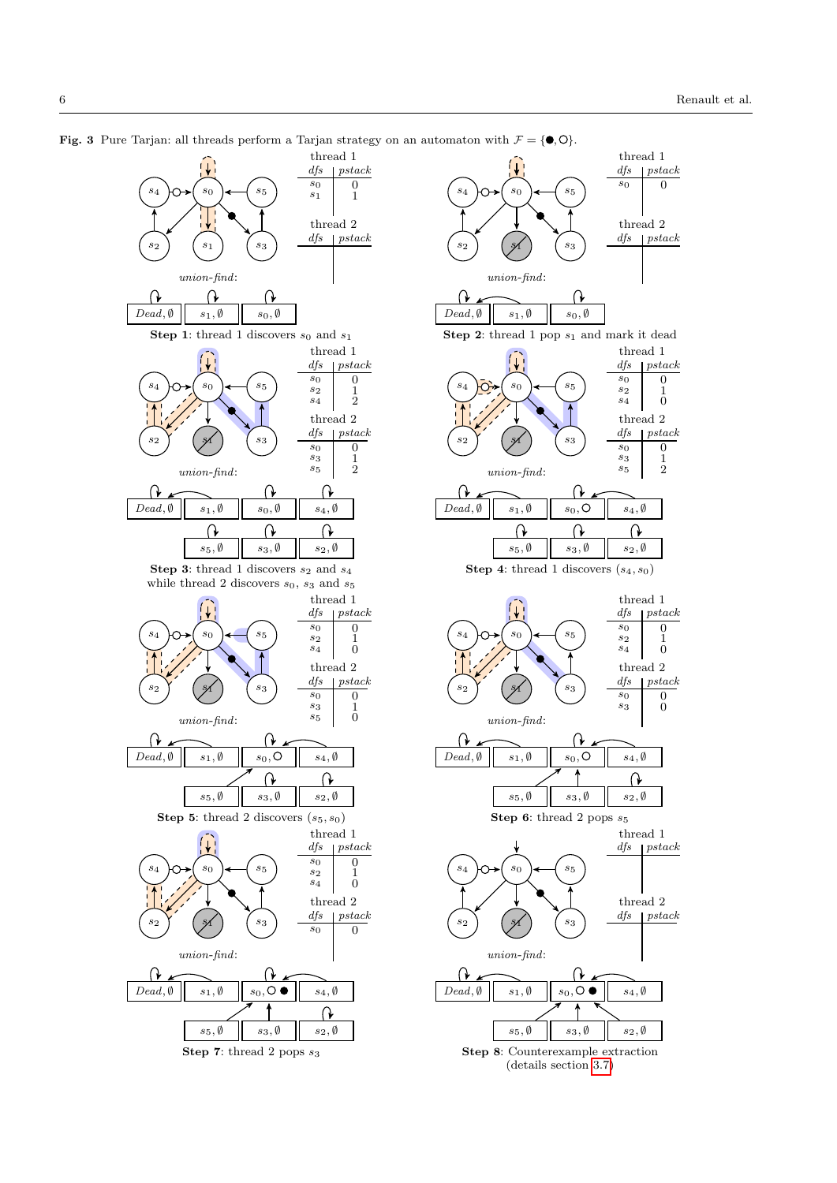**Fig. 3** Pure Tarjan: all threads perform a Tarjan strategy on an automaton with $\mathcal{F} = \{●, ○\}$.

**Step 1**: thread 1 discovers $s_0$ and $s_1$

**Step 2**: thread 1 pop $s_1$ and mark it dead

**Step 3**: thread 1 discovers $s_2$ and $s_4$ while thread 2 discovers $s_0$, $s_3$ and $s_5$

**Step 4**: thread 1 discovers $(s_4, s_0)$

**Step 5**: thread 2 discovers $(s_5, s_0)$

**Step 6**: thread 2 pops $s_5$

**Step 7**: thread 2 pops $s_3$

**Step 8**: Counterexample extraction (details section 3.7)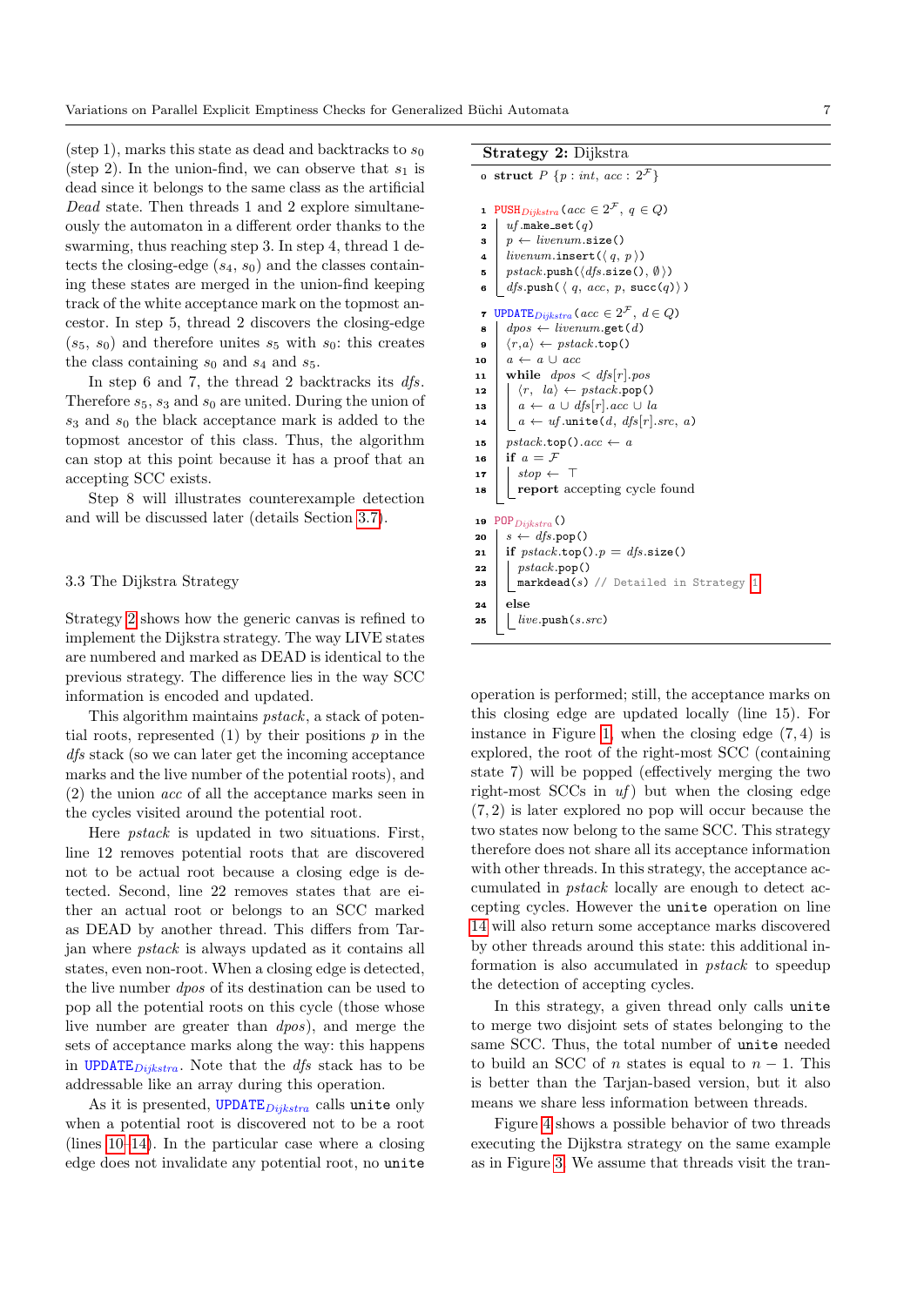(step 1), marks this state as dead and backtracks to $s_0$ (step 2). In the union-find, we can observe that $s_1$ is dead since it belongs to the same class as the artificial *Dead* state. Then threads 1 and 2 explore simultaneously the automaton in a different order thanks to the swarming, thus reaching step 3. In step 4, thread 1 detects the closing-edge ($s_4$, $s_0$) and the classes containing these states are merged in the union-find keeping track of the white acceptance mark on the topmost ancestor. In step 5, thread 2 discovers the closing-edge ($s_5$, $s_0$) and therefore unites $s_5$ with $s_0$: this creates the class containing $s_0$ and $s_4$ and $s_5$.

In step 6 and 7, the thread 2 backtracks its *dfs*. Therefore $s_5$, $s_3$ and $s_0$ are united. During the union of $s_3$ and $s_0$ the black acceptance mark is added to the topmost ancestor of this class. Thus, the algorithm can stop at this point because it has a proof that an accepting SCC exists.

Step 8 will illustrates counterexample detection and will be discussed later (details Section 3.7).

### 3.3 The Dijkstra Strategy

Strategy 2 shows how the generic canvas is refined to implement the Dijkstra strategy. The way LIVE states are numbered and marked as DEAD is identical to the previous strategy. The difference lies in the way SCC information is encoded and updated.

This algorithm maintains *pstack*, a stack of potential roots, represented (1) by their positions $p$ in the *dfs* stack (so we can later get the incoming acceptance marks and the live number of the potential roots), and (2) the union *acc* of all the acceptance marks seen in the cycles visited around the potential root.

Here *pstack* is updated in two situations. First, line 12 removes potential roots that are discovered not to be actual root because a closing edge is detected. Second, line 22 removes states that are either an actual root or belongs to an SCC marked as DEAD by another thread. This differs from Tarjan where *pstack* is always updated as it contains all states, even non-root. When a closing edge is detected, the live number *dpos* of its destination can be used to pop all the potential roots on this cycle (those whose live number are greater than *dpos*), and merge the sets of acceptance marks along the way: this happens in $\texttt{UPDATE}_{Dijkstra}$. Note that the *dfs* stack has to be addressable like an array during this operation.

As it is presented, $\texttt{UPDATE}_{Dijkstra}$ calls `unite` only when a potential root is discovered not to be a root (lines 10–14). In the particular case where a closing edge does not invalidate any potential root, no `unite` operation is performed; still, the acceptance marks on this closing edge are updated locally (line 15). For instance in Figure 1, when the closing edge (7, 4) is explored, the root of the right-most SCC (containing state 7) will be popped (effectively merging the two right-most SCCs in *uf*) but when the closing edge (7, 2) is later explored no pop will occur because the two states now belong to the same SCC. This strategy therefore does not share all its acceptance information with other threads. In this strategy, the acceptance accumulated in *pstack* locally are enough to detect accepting cycles. However the `unite` operation on line 14 will also return some acceptance marks discovered by other threads around this state: this additional information is also accumulated in *pstack* to speedup the detection of accepting cycles.

In this strategy, a given thread only calls `unite` to merge two disjoint sets of states belonging to the same SCC. Thus, the total number of `unite` needed to build an SCC of $n$ states is equal to $n - 1$. This is better than the Tarjan-based version, but it also means we share less information between threads.

Figure 4 shows a possible behavior of two threads executing the Dijkstra strategy on the same example as in Figure 3. We assume that threads visit the tran-

**Strategy 2:** Dijkstra

```
0  struct P {p : int, acc : 2^F}

1  PUSH_Dijkstra(acc ∈ 2^F, q ∈ Q)
2  │ uf.make_set(q)
3  │ p ← livenum.size()
4  │ livenum.insert(⟨ q, p ⟩)
5  │ pstack.push(⟨dfs.size(), ∅⟩)
6  │ dfs.push(⟨ q, acc, p, succ(q)⟩)

7  UPDATE_Dijkstra(acc ∈ 2^F, d ∈ Q)
8  │ dpos ← livenum.get(d)
9  │ ⟨r,a⟩ ← pstack.top()
10 │ a ← a ∪ acc
11 │ while dpos < dfs[r].pos
12 │ │ ⟨r, la⟩ ← pstack.pop()
13 │ │ a ← a ∪ dfs[r].acc ∪ la
14 │ │ a ← uf.unite(d, dfs[r].src, a)
15 │ pstack.top().acc ← a
16 │ if a = F
17 │ │ stop ← ⊤
18 │ │ report accepting cycle found

19 POP_Dijkstra()
20 │ s ← dfs.pop()
21 │ if pstack.top().p = dfs.size()
22 │ │ pstack.pop()
23 │ │ markdead(s) // Detailed in Strategy 1
24 │ else
25 │ │ live.push(s.src)
```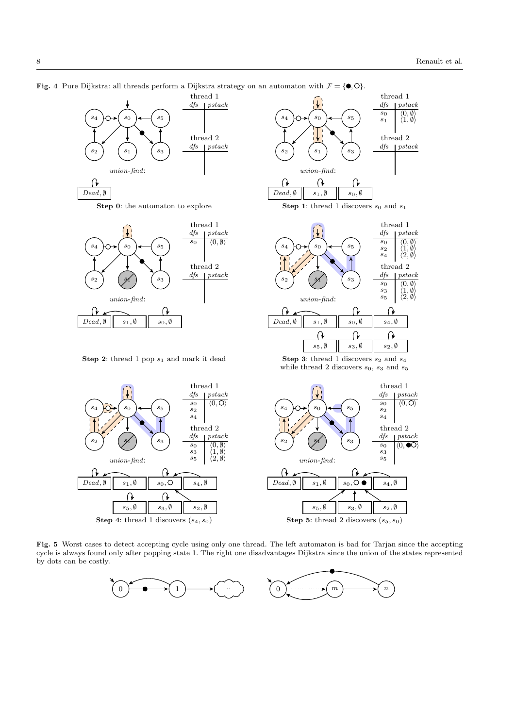**Fig. 4** Pure Dijkstra: all threads perform a Dijkstra strategy on an automaton with $\mathcal{F} = \{\bullet, \circ\}$.

**Step 0**: the automaton to explore

**Step 1**: thread 1 discovers $s_0$ and $s_1$

**Step 2**: thread 1 pop $s_1$ and mark it dead

**Step 3**: thread 1 discovers $s_2$ and $s_4$ while thread 2 discovers $s_0$, $s_3$ and $s_5$

**Step 4**: thread 1 discovers $(s_4, s_0)$

**Step 5**: thread 2 discovers $(s_5, s_0)$

**Fig. 5** Worst cases to detect accepting cycle using only one thread. The left automaton is bad for Tarjan since the accepting cycle is always found only after popping state 1. The right one disadvantages Dijkstra since the union of the states represented by dots can be costly.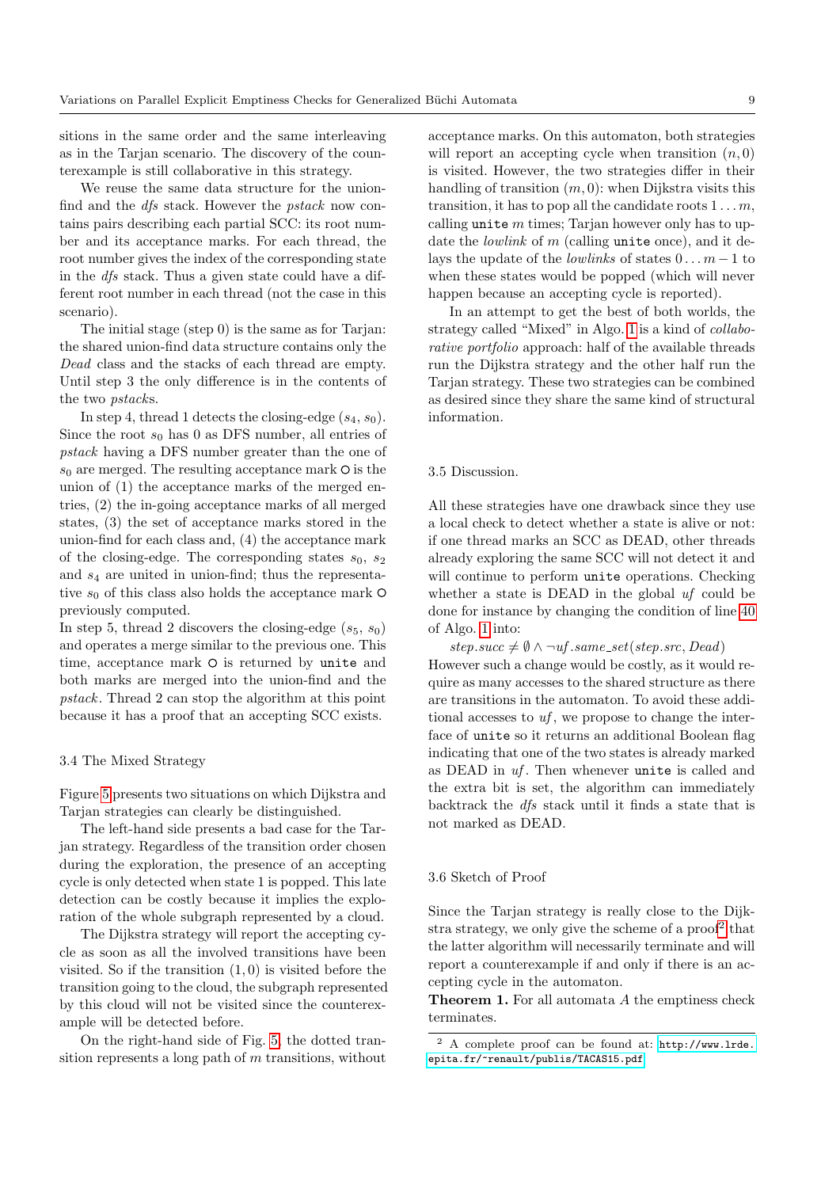sitions in the same order and the same interleaving as in the Tarjan scenario. The discovery of the counterexample is still collaborative in this strategy.

We reuse the same data structure for the union-find and the *dfs* stack. However the *pstack* now contains pairs describing each partial SCC: its root number and its acceptance marks. For each thread, the root number gives the index of the corresponding state in the *dfs* stack. Thus a given state could have a different root number in each thread (not the case in this scenario).

The initial stage (step 0) is the same as for Tarjan: the shared union-find data structure contains only the *Dead* class and the stacks of each thread are empty. Until step 3 the only difference is in the contents of the two *pstack*s.

In step 4, thread 1 detects the closing-edge $(s_4, s_0)$. Since the root $s_0$ has 0 as DFS number, all entries of *pstack* having a DFS number greater than the one of $s_0$ are merged. The resulting acceptance mark `O` is the union of (1) the acceptance marks of the merged entries, (2) the in-going acceptance marks of all merged states, (3) the set of acceptance marks stored in the union-find for each class and, (4) the acceptance mark of the closing-edge. The corresponding states $s_0$, $s_2$ and $s_4$ are united in union-find; thus the representative $s_0$ of this class also holds the acceptance mark `O` previously computed.

In step 5, thread 2 discovers the closing-edge $(s_5, s_0)$ and operates a merge similar to the previous one. This time, acceptance mark `O` is returned by `unite` and both marks are merged into the union-find and the *pstack*. Thread 2 can stop the algorithm at this point because it has a proof that an accepting SCC exists.

### 3.4 The Mixed Strategy

Figure 5 presents two situations on which Dijkstra and Tarjan strategies can clearly be distinguished.

The left-hand side presents a bad case for the Tarjan strategy. Regardless of the transition order chosen during the exploration, the presence of an accepting cycle is only detected when state 1 is popped. This late detection can be costly because it implies the exploration of the whole subgraph represented by a cloud.

The Dijkstra strategy will report the accepting cycle as soon as all the involved transitions have been visited. So if the transition $(1, 0)$ is visited before the transition going to the cloud, the subgraph represented by this cloud will not be visited since the counterexample will be detected before.

On the right-hand side of Fig. 5, the dotted transition represents a long path of $m$ transitions, without acceptance marks. On this automaton, both strategies will report an accepting cycle when transition $(n, 0)$ is visited. However, the two strategies differ in their handling of transition $(m, 0)$: when Dijkstra visits this transition, it has to pop all the candidate roots $1 \ldots m$, calling `unite` $m$ times; Tarjan however only has to update the *lowlink* of $m$ (calling `unite` once), and it delays the update of the *lowlinks* of states $0 \ldots m-1$ to when these states would be popped (which will never happen because an accepting cycle is reported).

In an attempt to get the best of both worlds, the strategy called "Mixed" in Algo. 1 is a kind of *collaborative portfolio* approach: half of the available threads run the Dijkstra strategy and the other half run the Tarjan strategy. These two strategies can be combined as desired since they share the same kind of structural information.

### 3.5 Discussion.

All these strategies have one drawback since they use a local check to detect whether a state is alive or not: if one thread marks an SCC as DEAD, other threads already exploring the same SCC will not detect it and will continue to perform `unite` operations. Checking whether a state is DEAD in the global *uf* could be done for instance by changing the condition of line 40 of Algo. 1 into:

$step.succ \neq \emptyset \land \neg uf.same\_set(step.src, Dead)$

However such a change would be costly, as it would require as many accesses to the shared structure as there are transitions in the automaton. To avoid these additional accesses to *uf*, we propose to change the interface of `unite` so it returns an additional Boolean flag indicating that one of the two states is already marked as DEAD in *uf*. Then whenever `unite` is called and the extra bit is set, the algorithm can immediately backtrack the *dfs* stack until it finds a state that is not marked as DEAD.

### 3.6 Sketch of Proof

Since the Tarjan strategy is really close to the Dijkstra strategy, we only give the scheme of a proof[2] that the latter algorithm will necessarily terminate and will report a counterexample if and only if there is an accepting cycle in the automaton.

**Theorem 1.** For all automata $A$ the emptiness check terminates.

[2] A complete proof can be found at: http://www.lrde.epita.fr/~renault/publis/TACAS15.pdf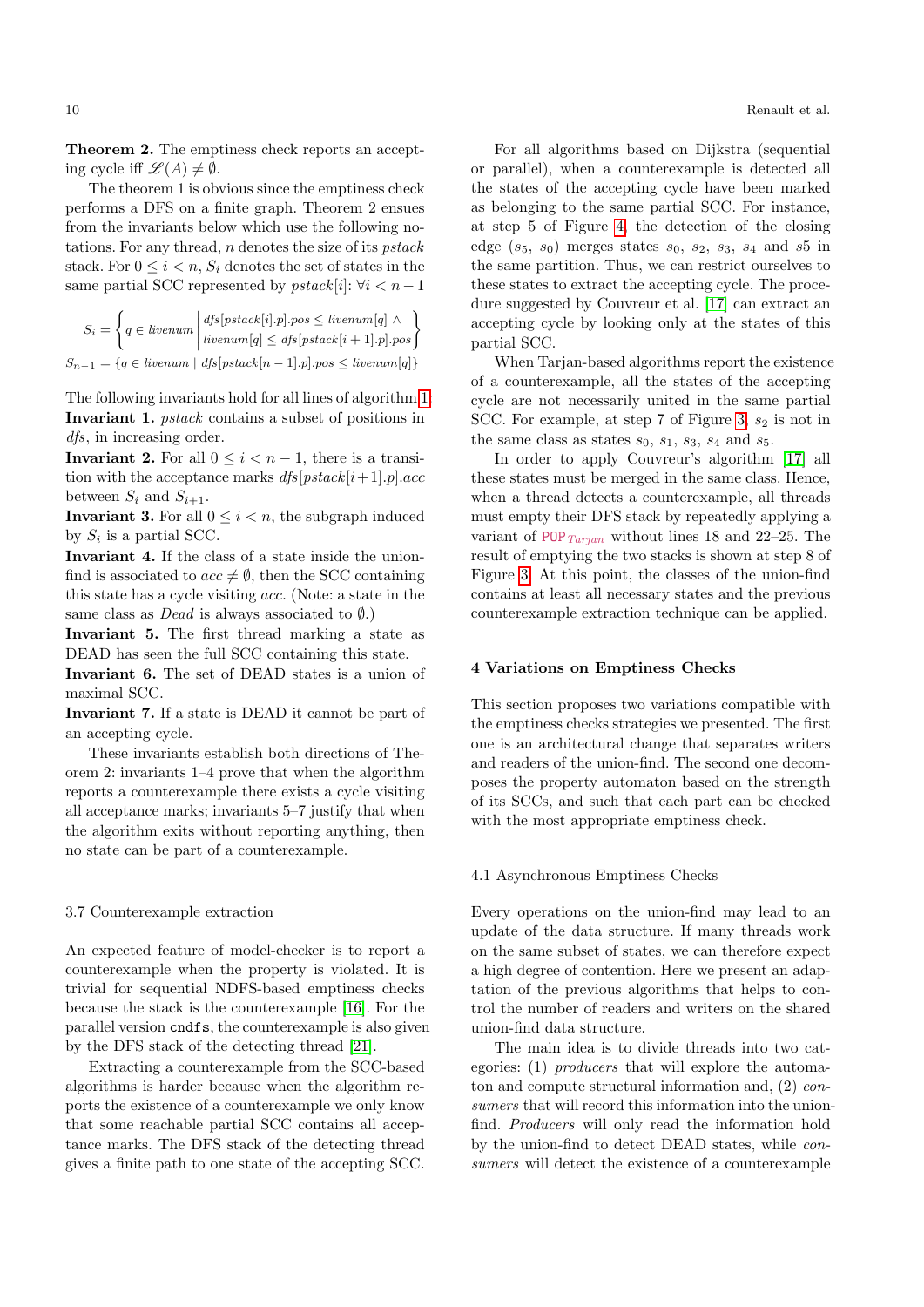**Theorem 2.** The emptiness check reports an accepting cycle iff $\mathscr{L}(A) \neq \emptyset$.

The theorem 1 is obvious since the emptiness check performs a DFS on a finite graph. Theorem 2 ensues from the invariants below which use the following notations. For any thread, $n$ denotes the size of its *pstack* stack. For $0 \leq i < n$, $S_i$ denotes the set of states in the same partial SCC represented by $pstack[i]$: $\forall i < n-1$

$$S_i = \left\{ q \in livenum \;\middle|\; \begin{array}{l} dfs[pstack[i].p].pos \leq livenum[q] \wedge \\ livenum[q] \leq dfs[pstack[i+1].p].pos \end{array} \right\}$$

$$S_{n-1} = \{q \in livenum \mid dfs[pstack[n-1].p].pos \leq livenum[q]\}$$

The following invariants hold for all lines of algorithm 1.

**Invariant 1.** *pstack* contains a subset of positions in *dfs*, in increasing order.

**Invariant 2.** For all $0 \leq i < n-1$, there is a transition with the acceptance marks $dfs[pstack[i+1].p].acc$ between $S_i$ and $S_{i+1}$.

**Invariant 3.** For all $0 \leq i < n$, the subgraph induced by $S_i$ is a partial SCC.

**Invariant 4.** If the class of a state inside the union-find is associated to $acc \neq \emptyset$, then the SCC containing this state has a cycle visiting *acc*. (Note: a state in the same class as *Dead* is always associated to $\emptyset$.)

**Invariant 5.** The first thread marking a state as DEAD has seen the full SCC containing this state.

**Invariant 6.** The set of DEAD states is a union of maximal SCC.

**Invariant 7.** If a state is DEAD it cannot be part of an accepting cycle.

These invariants establish both directions of Theorem 2: invariants 1–4 prove that when the algorithm reports a counterexample there exists a cycle visiting all acceptance marks; invariants 5–7 justify that when the algorithm exits without reporting anything, then no state can be part of a counterexample.

### 3.7 Counterexample extraction

An expected feature of model-checker is to report a counterexample when the property is violated. It is trivial for sequential NDFS-based emptiness checks because the stack is the counterexample [16]. For the parallel version `cndfs`, the counterexample is also given by the DFS stack of the detecting thread [21].

Extracting a counterexample from the SCC-based algorithms is harder because when the algorithm reports the existence of a counterexample we only know that some reachable partial SCC contains all acceptance marks. The DFS stack of the detecting thread gives a finite path to one state of the accepting SCC.

For all algorithms based on Dijkstra (sequential or parallel), when a counterexample is detected all the states of the accepting cycle have been marked as belonging to the same partial SCC. For instance, at step 5 of Figure 4, the detection of the closing edge ($s_5$, $s_0$) merges states $s_0$, $s_2$, $s_3$, $s_4$ and $s5$ in the same partition. Thus, we can restrict ourselves to these states to extract the accepting cycle. The procedure suggested by Couvreur et al. [17] can extract an accepting cycle by looking only at the states of this partial SCC.

When Tarjan-based algorithms report the existence of a counterexample, all the states of the accepting cycle are not necessarily united in the same partial SCC. For example, at step 7 of Figure 3, $s_2$ is not in the same class as states $s_0$, $s_1$, $s_3$, $s_4$ and $s_5$.

In order to apply Couvreur's algorithm [17] all these states must be merged in the same class. Hence, when a thread detects a counterexample, all threads must empty their DFS stack by repeatedly applying a variant of $\text{POP}_{Tarjan}$ without lines 18 and 22–25. The result of emptying the two stacks is shown at step 8 of Figure 3. At this point, the classes of the union-find contains at least all necessary states and the previous counterexample extraction technique can be applied.

## 4 Variations on Emptiness Checks

This section proposes two variations compatible with the emptiness checks strategies we presented. The first one is an architectural change that separates writers and readers of the union-find. The second one decomposes the property automaton based on the strength of its SCCs, and such that each part can be checked with the most appropriate emptiness check.

### 4.1 Asynchronous Emptiness Checks

Every operations on the union-find may lead to an update of the data structure. If many threads work on the same subset of states, we can therefore expect a high degree of contention. Here we present an adaptation of the previous algorithms that helps to control the number of readers and writers on the shared union-find data structure.

The main idea is to divide threads into two categories: (1) *producers* that will explore the automaton and compute structural information and, (2) *consumers* that will record this information into the union-find. *Producers* will only read the information hold by the union-find to detect DEAD states, while *consumers* will detect the existence of a counterexample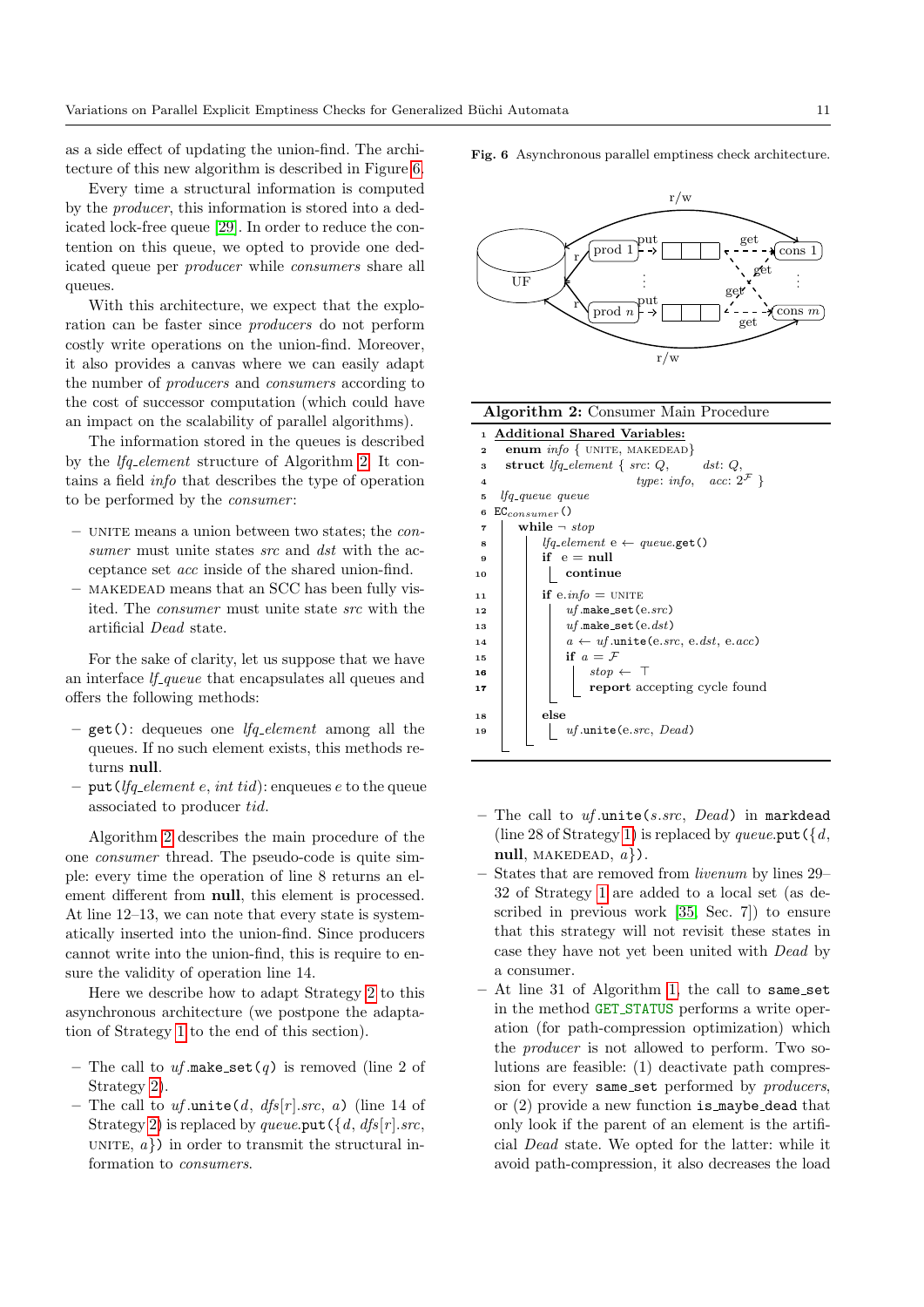as a side effect of updating the union-find. The architecture of this new algorithm is described in Figure 6.

Every time a structural information is computed by the *producer*, this information is stored into a dedicated lock-free queue [29]. In order to reduce the contention on this queue, we opted to provide one dedicated queue per *producer* while *consumers* share all queues.

With this architecture, we expect that the exploration can be faster since *producers* do not perform costly write operations on the union-find. Moreover, it also provides a canvas where we can easily adapt the number of *producers* and *consumers* according to the cost of successor computation (which could have an impact on the scalability of parallel algorithms).

The information stored in the queues is described by the *lfq_element* structure of Algorithm 2. It contains a field *info* that describes the type of operation to be performed by the *consumer*:

- UNITE means a union between two states; the *consumer* must unite states *src* and *dst* with the acceptance set *acc* inside of the shared union-find.
- MAKEDEAD means that an SCC has been fully visited. The *consumer* must unite state *src* with the artificial *Dead* state.

For the sake of clarity, let us suppose that we have an interface *lf_queue* that encapsulates all queues and offers the following methods:

- `get()`: dequeues one *lfq_element* among all the queues. If no such element exists, this methods returns **null**.
- `put`(*lfq_element e*, *int tid*): enqueues *e* to the queue associated to producer *tid*.

Algorithm 2 describes the main procedure of the one *consumer* thread. The pseudo-code is quite simple: every time the operation of line 8 returns an element different from **null**, this element is processed. At line 12–13, we can note that every state is systematically inserted into the union-find. Since producers cannot write into the union-find, this is require to ensure the validity of operation line 14.

Here we describe how to adapt Strategy 2 to this asynchronous architecture (we postpone the adaptation of Strategy 1 to the end of this section).

- The call to *uf*.`make_set`($q$) is removed (line 2 of Strategy 2).
- The call to *uf*.`unite`($d$, $dfs[r].src$, $a$) (line 14 of Strategy 2) is replaced by *queue*.`put`({$d$, $dfs[r].src$, UNITE, $a$}) in order to transmit the structural information to *consumers*.

**Fig. 6** Asynchronous parallel emptiness check architecture.

**Algorithm 2:** Consumer Main Procedure

```
1  Additional Shared Variables:
2    enum info { UNITE, MAKEDEAD}
3    struct lfq_element { src: Q,       dst: Q,
4                         type: info,   acc: 2^F }
5    lfq_queue queue
6  EC_consumer()
7    while ¬ stop
8      lfq_element e ← queue.get()
9      if e = null
10       continue
11     if e.info = UNITE
12       uf.make_set(e.src)
13       uf.make_set(e.dst)
14       a ← uf.unite(e.src, e.dst, e.acc)
15       if a = F
16         stop ← ⊤
17         report accepting cycle found
18     else
19       uf.unite(e.src, Dead)
```

- The call to *uf*.`unite`($s.src$, *Dead*) in `markdead` (line 28 of Strategy 1) is replaced by *queue*.`put`({$d$, **null**, MAKEDEAD, $a$}).
- States that are removed from *livenum* by lines 29–32 of Strategy 1 are added to a local set (as described in previous work [35, Sec. 7]) to ensure that this strategy will not revisit these states in case they have not yet been united with *Dead* by a consumer.
- At line 31 of Algorithm 1, the call to `same_set` in the method `GET_STATUS` performs a write operation (for path-compression optimization) which the *producer* is not allowed to perform. Two solutions are feasible: (1) deactivate path compression for every `same_set` performed by *producers*, or (2) provide a new function `is_maybe_dead` that only look if the parent of an element is the artificial *Dead* state. We opted for the latter: while it avoid path-compression, it also decreases the load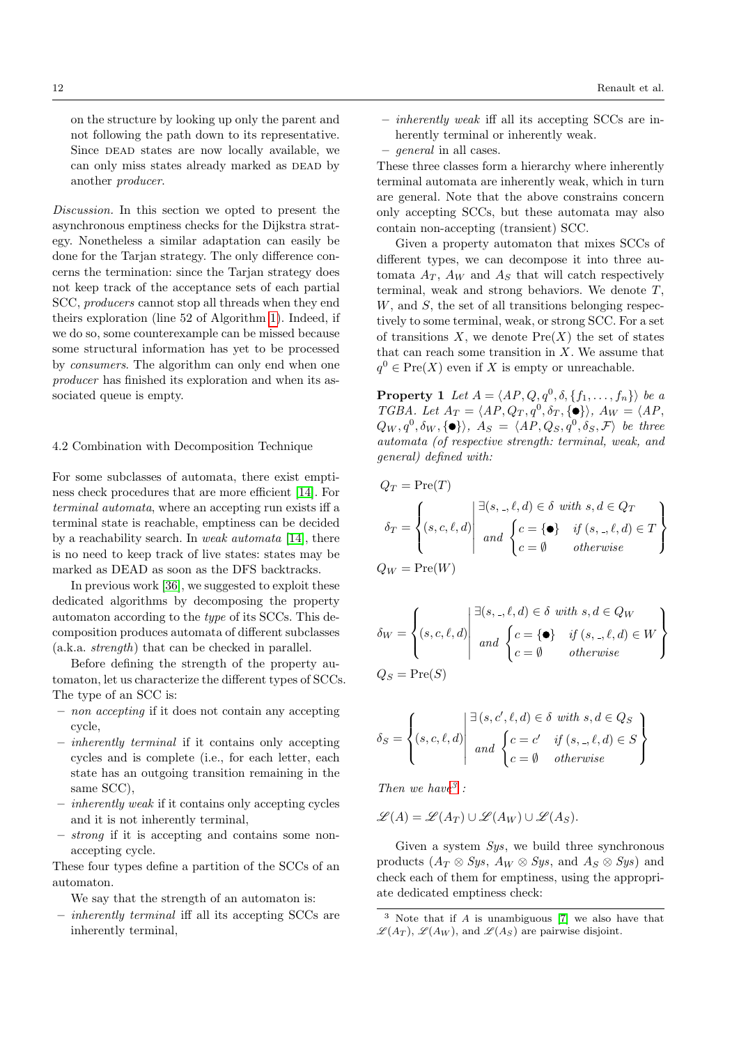on the structure by looking up only the parent and not following the path down to its representative. Since DEAD states are now locally available, we can only miss states already marked as DEAD by another *producer*.

*Discussion.* In this section we opted to present the asynchronous emptiness checks for the Dijkstra strategy. Nonetheless a similar adaptation can easily be done for the Tarjan strategy. The only difference concerns the termination: since the Tarjan strategy does not keep track of the acceptance sets of each partial SCC, *producers* cannot stop all threads when they end theirs exploration (line 52 of Algorithm 1). Indeed, if we do so, some counterexample can be missed because some structural information has yet to be processed by *consumers*. The algorithm can only end when one *producer* has finished its exploration and when its associated queue is empty.

### 4.2 Combination with Decomposition Technique

For some subclasses of automata, there exist emptiness check procedures that are more efficient [14]. For *terminal automata*, where an accepting run exists iff a terminal state is reachable, emptiness can be decided by a reachability search. In *weak automata* [14], there is no need to keep track of live states: states may be marked as DEAD as soon as the DFS backtracks.

In previous work [36], we suggested to exploit these dedicated algorithms by decomposing the property automaton according to the *type* of its SCCs. This decomposition produces automata of different subclasses (a.k.a. *strength*) that can be checked in parallel.

Before defining the strength of the property automaton, let us characterize the different types of SCCs. The type of an SCC is:

- *non accepting* if it does not contain any accepting cycle,
- *inherently terminal* if it contains only accepting cycles and is complete (i.e., for each letter, each state has an outgoing transition remaining in the same SCC),
- *inherently weak* if it contains only accepting cycles and it is not inherently terminal,
- *strong* if it is accepting and contains some non-accepting cycle.

These four types define a partition of the SCCs of an automaton.

We say that the strength of an automaton is:

- *inherently terminal* iff all its accepting SCCs are inherently terminal,
- *inherently weak* iff all its accepting SCCs are inherently terminal or inherently weak.
- *general* in all cases.

These three classes form a hierarchy where inherently terminal automata are inherently weak, which in turn are general. Note that the above constrains concern only accepting SCCs, but these automata may also contain non-accepting (transient) SCC.

Given a property automaton that mixes SCCs of different types, we can decompose it into three automata $A_T$, $A_W$ and $A_S$ that will catch respectively terminal, weak and strong behaviors. We denote $T$, $W$, and $S$, the set of all transitions belonging respectively to some terminal, weak, or strong SCC. For a set of transitions $X$, we denote $\mathrm{Pre}(X)$ the set of states that can reach some transition in $X$. We assume that $q^0 \in \mathrm{Pre}(X)$ even if $X$ is empty or unreachable.

**Property 1** *Let $A = \langle AP, Q, q^0, \delta, \{f_1, \ldots, f_n\}\rangle$ be a TGBA. Let $A_T = \langle AP, Q_T, q^0, \delta_T, \{\bullet\}\rangle$, $A_W = \langle AP, Q_W, q^0, \delta_W, \{\bullet\}\rangle$, $A_S = \langle AP, Q_S, q^0, \delta_S, \mathcal{F}\rangle$ be three automata (of respective strength: terminal, weak, and general) defined with:*

$$Q_T = \mathrm{Pre}(T)$$

$$\delta_T = \left\{ (s,c,\ell,d) \;\middle|\; \begin{array}{l} \exists (s,\_,\ell,d) \in \delta \text{ with } s,d \in Q_T \\ \text{and } \begin{cases} c = \{\bullet\} & \text{if } (s,\_,\ell,d) \in T \\ c = \emptyset & \text{otherwise} \end{cases} \end{array} \right\}$$

$$Q_W = \mathrm{Pre}(W)$$

$$\delta_W = \left\{ (s,c,\ell,d) \;\middle|\; \begin{array}{l} \exists (s,\_,\ell,d) \in \delta \text{ with } s,d \in Q_W \\ \text{and } \begin{cases} c = \{\bullet\} & \text{if } (s,\_,\ell,d) \in W \\ c = \emptyset & \text{otherwise} \end{cases} \end{array} \right\}$$

$$Q_S = \mathrm{Pre}(S)$$

$$\delta_S = \left\{ (s,c,\ell,d) \;\middle|\; \begin{array}{l} \exists\, (s,c',\ell,d) \in \delta \text{ with } s,d \in Q_S \\ \text{and } \begin{cases} c = c' & \text{if } (s,\_,\ell,d) \in S \\ c = \emptyset & \text{otherwise} \end{cases} \end{array} \right\}$$

*Then we have*[3] *:*

$$\mathscr{L}(A) = \mathscr{L}(A_T) \cup \mathscr{L}(A_W) \cup \mathscr{L}(A_S).$$

Given a system *Sys*, we build three synchronous products ($A_T \otimes Sys$, $A_W \otimes Sys$, and $A_S \otimes Sys$) and check each of them for emptiness, using the appropriate dedicated emptiness check:

[3] Note that if $A$ is unambiguous [7] we also have that $\mathscr{L}(A_T)$, $\mathscr{L}(A_W)$, and $\mathscr{L}(A_S)$ are pairwise disjoint.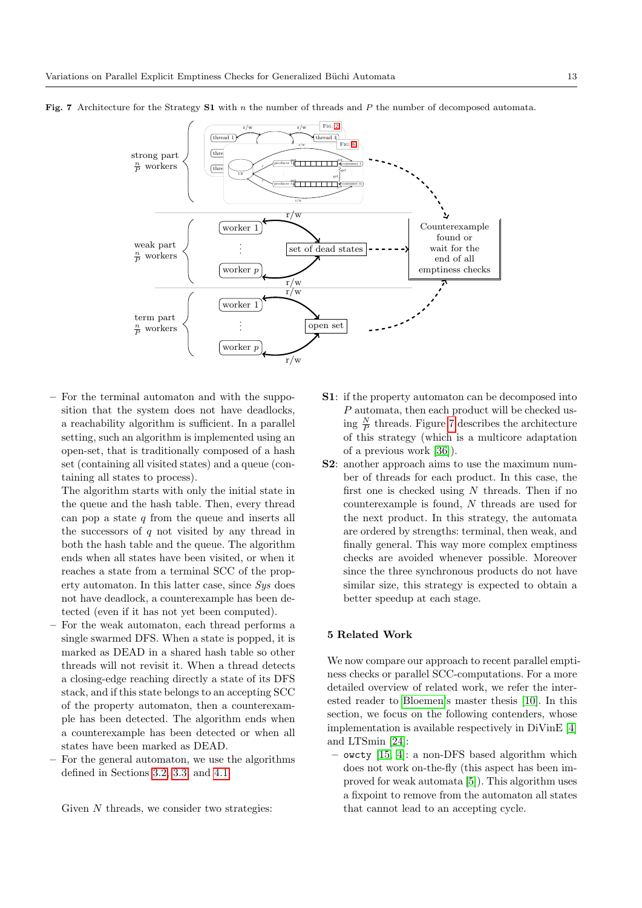**Fig. 7** Architecture for the Strategy **S1** with $n$ the number of threads and $P$ the number of decomposed automata.

– For the terminal automaton and with the supposition that the system does not have deadlocks, a reachability algorithm is sufficient. In a parallel setting, such an algorithm is implemented using an open-set, that is traditionally composed of a hash set (containing all visited states) and a queue (containing all states to process).
  The algorithm starts with only the initial state in the queue and the hash table. Then, every thread can pop a state $q$ from the queue and inserts all the successors of $q$ not visited by any thread in both the hash table and the queue. The algorithm ends when all states have been visited, or when it reaches a state from a terminal SCC of the property automaton. In this latter case, since *Sys* does not have deadlock, a counterexample has been detected (even if it has not yet been computed).
– For the weak automaton, each thread performs a single swarmed DFS. When a state is popped, it is marked as DEAD in a shared hash table so other threads will not revisit it. When a thread detects a closing-edge reaching directly a state of its DFS stack, and if this state belongs to an accepting SCC of the property automaton, then a counterexample has been detected. The algorithm ends when a counterexample has been detected or when all states have been marked as DEAD.
– For the general automaton, we use the algorithms defined in Sections 3.2, 3.3, and 4.1.

Given $N$ threads, we consider two strategies:

**S1**: if the property automaton can be decomposed into $P$ automata, then each product will be checked using $\frac{N}{P}$ threads. Figure 7 describes the architecture of this strategy (which is a multicore adaptation of a previous work [36]).

**S2**: another approach aims to use the maximum number of threads for each product. In this case, the first one is checked using $N$ threads. Then if no counterexample is found, $N$ threads are used for the next product. In this strategy, the automata are ordered by strengths: terminal, then weak, and finally general. This way more complex emptiness checks are avoided whenever possible. Moreover since the three synchronous products do not have similar size, this strategy is expected to obtain a better speedup at each stage.

## 5 Related Work

We now compare our approach to recent parallel emptiness checks or parallel SCC-computations. For a more detailed overview of related work, we refer the interested reader to Bloemen's master thesis [10]. In this section, we focus on the following contenders, whose implementation is available respectively in DiVinE [4] and LTSmin [24]:

– `owcty` [15, 4]: a non-DFS based algorithm which does not work on-the-fly (this aspect has been improved for weak automata [5]). This algorithm uses a fixpoint to remove from the automaton all states that cannot lead to an accepting cycle.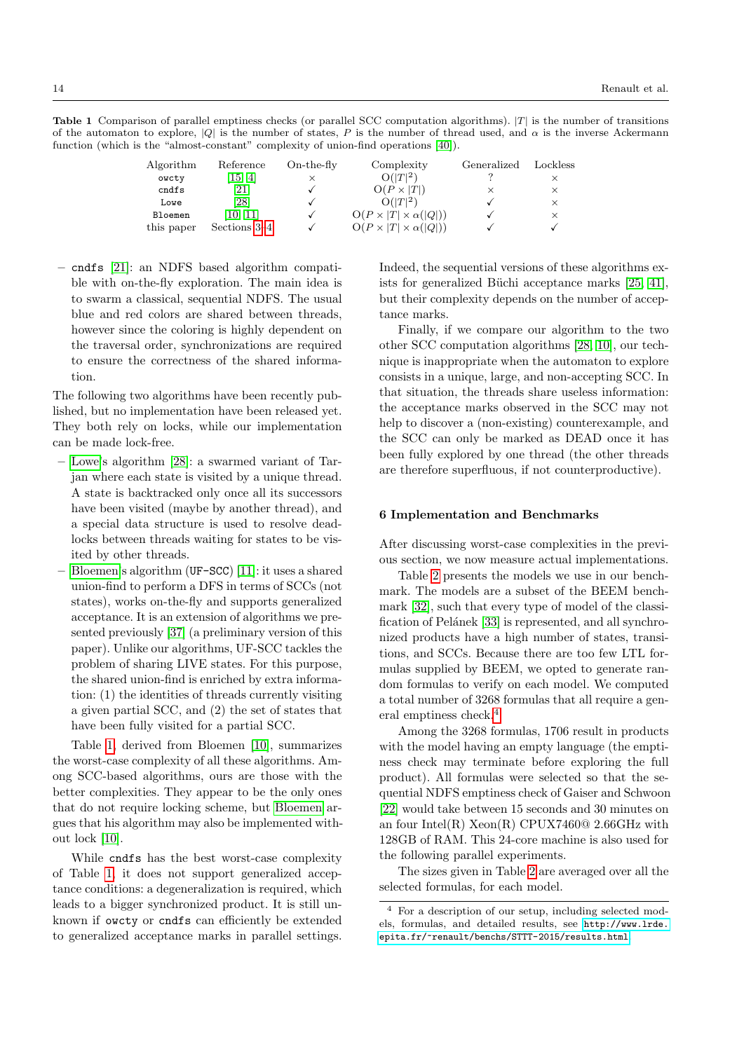**Table 1** Comparison of parallel emptiness checks (or parallel SCC computation algorithms). $|T|$ is the number of transitions of the automaton to explore, $|Q|$ is the number of states, $P$ is the number of thread used, and $\alpha$ is the inverse Ackermann function (which is the "almost-constant" complexity of union-find operations [40]).

| Algorithm | Reference | On-the-fly | Complexity | Generalized | Lockless |
|---|---|---|---|---|---|
| `owcty` | [15, 4] | × | $O(\|T\|^2)$ | ? | × |
| `cndfs` | [21] | ✓ | $O(P \times \|T\|)$ | × | × |
| `Lowe` | [28] | ✓ | $O(\|T\|^2)$ | ✓ | × |
| `Bloemen` | [10, 11] | ✓ | $O(P \times \|T\| \times \alpha(\|Q\|))$ | ✓ | × |
| this paper | Sections 3, 4 | ✓ | $O(P \times \|T\| \times \alpha(\|Q\|))$ | ✓ | ✓ |

- `cndfs` [21]: an NDFS based algorithm compatible with on-the-fly exploration. The main idea is to swarm a classical, sequential NDFS. The usual blue and red colors are shared between threads, however since the coloring is highly dependent on the traversal order, synchronizations are required to ensure the correctness of the shared information.

The following two algorithms have been recently published, but no implementation have been released yet. They both rely on locks, while our implementation can be made lock-free.

- Lowe's algorithm [28]: a swarmed variant of Tarjan where each state is visited by a unique thread. A state is backtracked only once all its successors have been visited (maybe by another thread), and a special data structure is used to resolve deadlocks between threads waiting for states to be visited by other threads.
- Bloemen's algorithm (`UF-SCC`) [11]: it uses a shared union-find to perform a DFS in terms of SCCs (not states), works on-the-fly and supports generalized acceptance. It is an extension of algorithms we presented previously [37] (a preliminary version of this paper). Unlike our algorithms, UF-SCC tackles the problem of sharing LIVE states. For this purpose, the shared union-find is enriched by extra information: (1) the identities of threads currently visiting a given partial SCC, and (2) the set of states that have been fully visited for a partial SCC.

Table 1, derived from Bloemen [10], summarizes the worst-case complexity of all these algorithms. Among SCC-based algorithms, ours are those with the better complexities. They appear to be the only ones that do not require locking scheme, but Bloemen argues that his algorithm may also be implemented without lock [10].

While `cndfs` has the best worst-case complexity of Table 1, it does not support generalized acceptance conditions: a degeneralization is required, which leads to a bigger synchronized product. It is still unknown if `owcty` or `cndfs` can efficiently be extended to generalized acceptance marks in parallel settings. Indeed, the sequential versions of these algorithms exists for generalized Büchi acceptance marks [25, 41], but their complexity depends on the number of acceptance marks.

Finally, if we compare our algorithm to the two other SCC computation algorithms [28, 10], our technique is inappropriate when the automaton to explore consists in a unique, large, and non-accepting SCC. In that situation, the threads share useless information: the acceptance marks observed in the SCC may not help to discover a (non-existing) counterexample, and the SCC can only be marked as DEAD once it has been fully explored by one thread (the other threads are therefore superfluous, if not counterproductive).

## 6 Implementation and Benchmarks

After discussing worst-case complexities in the previous section, we now measure actual implementations.

Table 2 presents the models we use in our benchmark. The models are a subset of the BEEM benchmark [32], such that every type of model of the classification of Pelánek [33] is represented, and all synchronized products have a high number of states, transitions, and SCCs. Because there are too few LTL formulas supplied by BEEM, we opted to generate random formulas to verify on each model. We computed a total number of 3268 formulas that all require a general emptiness check.[4]

Among the 3268 formulas, 1706 result in products with the model having an empty language (the emptiness check may terminate before exploring the full product). All formulas were selected so that the sequential NDFS emptiness check of Gaiser and Schwoon [22] would take between 15 seconds and 30 minutes on an four Intel(R) Xeon(R) CPUX7460@ 2.66GHz with 128GB of RAM. This 24-core machine is also used for the following parallel experiments.

The sizes given in Table 2 are averaged over all the selected formulas, for each model.

[4] For a description of our setup, including selected models, formulas, and detailed results, see `http://www.lrde.epita.fr/~renault/benchs/STTT-2015/results.html`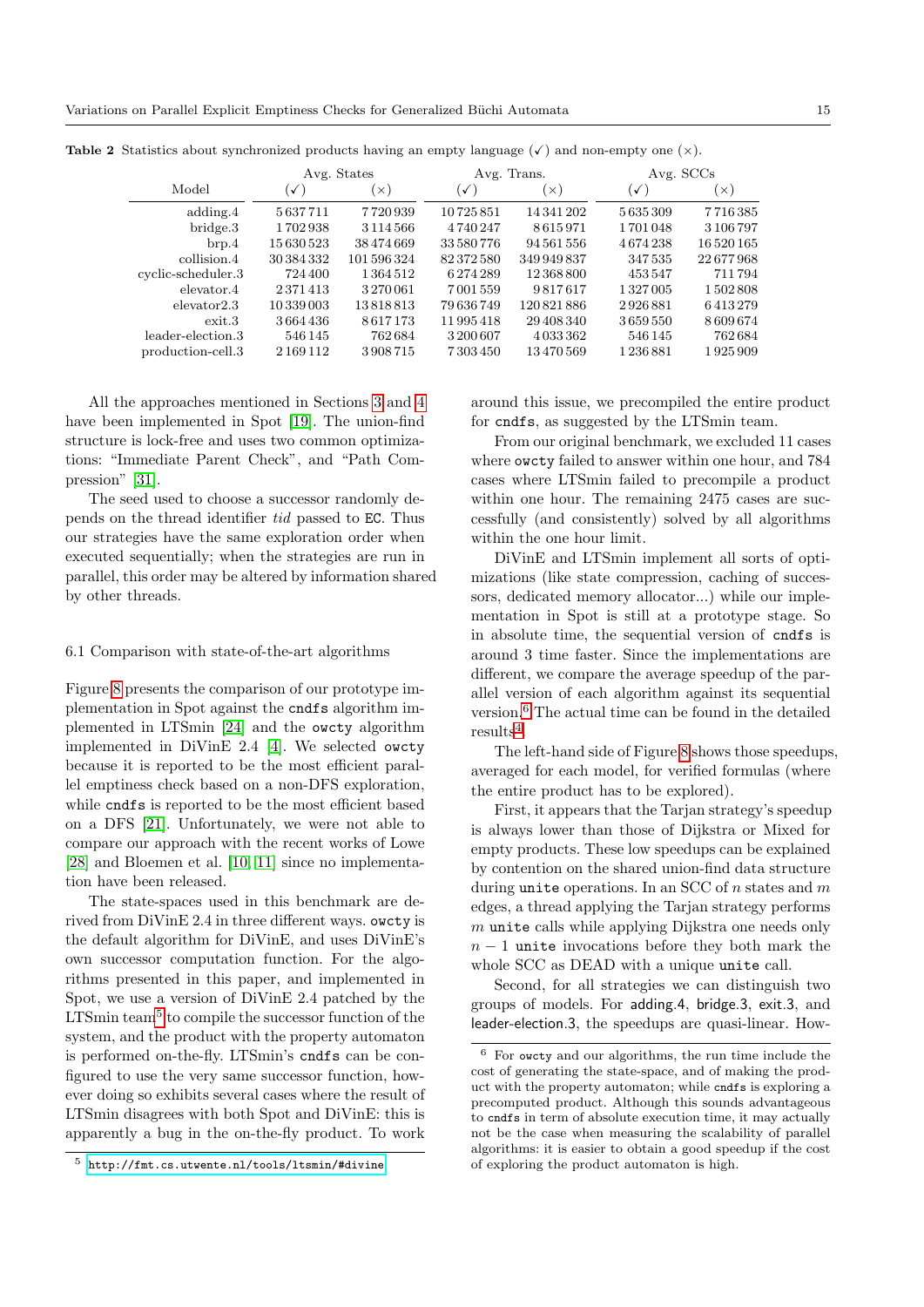**Table 2** Statistics about synchronized products having an empty language (✓) and non-empty one (×).

| Model | Avg. States | | Avg. Trans. | | Avg. SCCs | |
|---|---|---|---|---|---|---|
| | (✓) | (×) | (✓) | (×) | (✓) | (×) |
| adding.4 | 5 637 711 | 7 720 939 | 10 725 851 | 14 341 202 | 5 635 309 | 7 716 385 |
| bridge.3 | 1 702 938 | 3 114 566 | 4 740 247 | 8 615 971 | 1 701 048 | 3 106 797 |
| brp.4 | 15 630 523 | 38 474 669 | 33 580 776 | 94 561 556 | 4 674 238 | 16 520 165 |
| collision.4 | 30 384 332 | 101 596 324 | 82 372 580 | 349 949 837 | 347 535 | 22 677 968 |
| cyclic-scheduler.3 | 724 400 | 1 364 512 | 6 274 289 | 12 368 800 | 453 547 | 711 794 |
| elevator.4 | 2 371 413 | 3 270 061 | 7 001 559 | 9 817 617 | 1 327 005 | 1 502 808 |
| elevator2.3 | 10 339 003 | 13 818 813 | 79 636 749 | 120 821 886 | 2 926 881 | 6 413 279 |
| exit.3 | 3 664 436 | 8 617 173 | 11 995 418 | 29 408 340 | 3 659 550 | 8 609 674 |
| leader-election.3 | 546 145 | 762 684 | 3 200 607 | 4 033 362 | 546 145 | 762 684 |
| production-cell.3 | 2 169 112 | 3 908 715 | 7 303 450 | 13 470 569 | 1 236 881 | 1 925 909 |

All the approaches mentioned in Sections 3 and 4 have been implemented in Spot [19]. The union-find structure is lock-free and uses two common optimizations: “Immediate Parent Check”, and “Path Compression” [31].

The seed used to choose a successor randomly depends on the thread identifier *tid* passed to EC. Thus our strategies have the same exploration order when executed sequentially; when the strategies are run in parallel, this order may be altered by information shared by other threads.

## 6.1 Comparison with state-of-the-art algorithms

Figure 8 presents the comparison of our prototype implementation in Spot against the `cndfs` algorithm implemented in LTSmin [24] and the `owcty` algorithm implemented in DiVinE 2.4 [4]. We selected `owcty` because it is reported to be the most efficient parallel emptiness check based on a non-DFS exploration, while `cndfs` is reported to be the most efficient based on a DFS [21]. Unfortunately, we were not able to compare our approach with the recent works of Lowe [28] and Bloemen et al. [10, 11] since no implementation have been released.

The state-spaces used in this benchmark are derived from DiVinE 2.4 in three different ways. `owcty` is the default algorithm for DiVinE, and uses DiVinE's own successor computation function. For the algorithms presented in this paper, and implemented in Spot, we use a version of DiVinE 2.4 patched by the LTSmin team[5] to compile the successor function of the system, and the product with the property automaton is performed on-the-fly. LTSmin's `cndfs` can be configured to use the very same successor function, however doing so exhibits several cases where the result of LTSmin disagrees with both Spot and DiVinE: this is apparently a bug in the on-the-fly product. To work around this issue, we precompiled the entire product for `cndfs`, as suggested by the LTSmin team.

From our original benchmark, we excluded 11 cases where `owcty` failed to answer within one hour, and 784 cases where LTSmin failed to precompile a product within one hour. The remaining 2475 cases are successfully (and consistently) solved by all algorithms within the one hour limit.

DiVinE and LTSmin implement all sorts of optimizations (like state compression, caching of successors, dedicated memory allocator...) while our implementation in Spot is still at a prototype stage. So in absolute time, the sequential version of `cndfs` is around 3 time faster. Since the implementations are different, we compare the average speedup of the parallel version of each algorithm against its sequential version.[6] The actual time can be found in the detailed results[4].

The left-hand side of Figure 8 shows those speedups, averaged for each model, for verified formulas (where the entire product has to be explored).

First, it appears that the Tarjan strategy's speedup is always lower than those of Dijkstra or Mixed for empty products. These low speedups can be explained by contention on the shared union-find data structure during `unite` operations. In an SCC of $n$ states and $m$ edges, a thread applying the Tarjan strategy performs $m$ `unite` calls while applying Dijkstra one needs only $n-1$ `unite` invocations before they both mark the whole SCC as DEAD with a unique `unite` call.

Second, for all strategies we can distinguish two groups of models. For adding.4, bridge.3, exit.3, and leader-election.3, the speedups are quasi-linear. How-

[5] http://fmt.cs.utwente.nl/tools/ltsmin/#divine

[6] For `owcty` and our algorithms, the run time include the cost of generating the state-space, and of making the product with the property automaton; while `cndfs` is exploring a precomputed product. Although this sounds advantageous to `cndfs` in term of absolute execution time, it may actually not be the case when measuring the scalability of parallel algorithms: it is easier to obtain a good speedup if the cost of exploring the product automaton is high.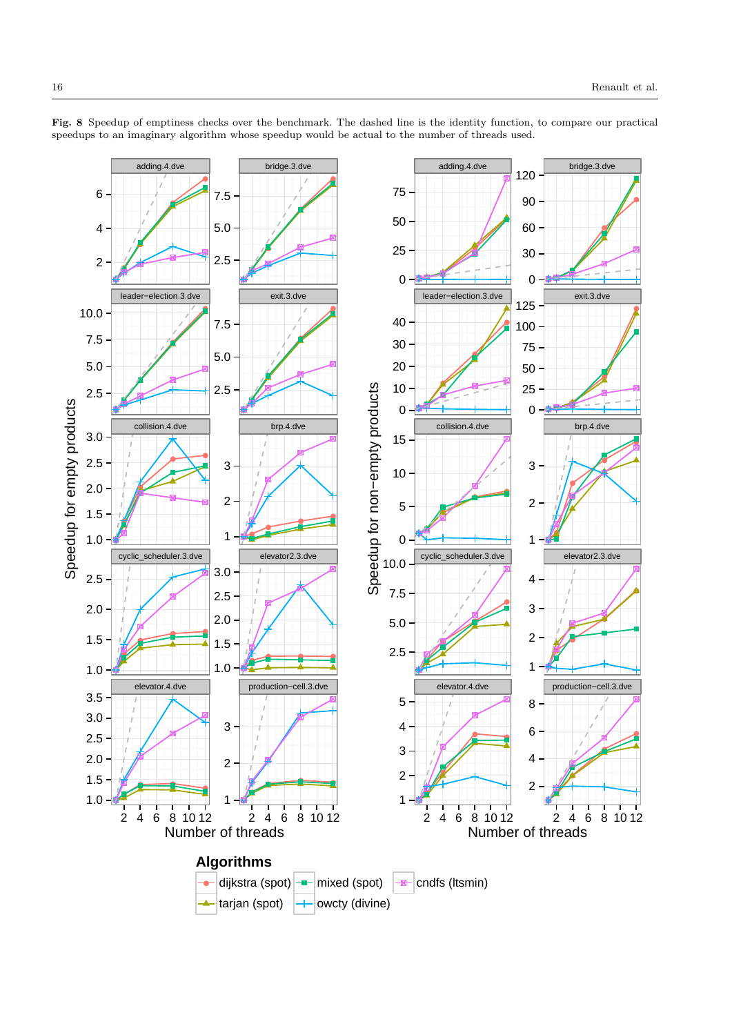**Fig. 8** Speedup of emptiness checks over the benchmark. The dashed line is the identity function, to compare our practical speedups to an imaginary algorithm whose speedup would be actual to the number of threads used.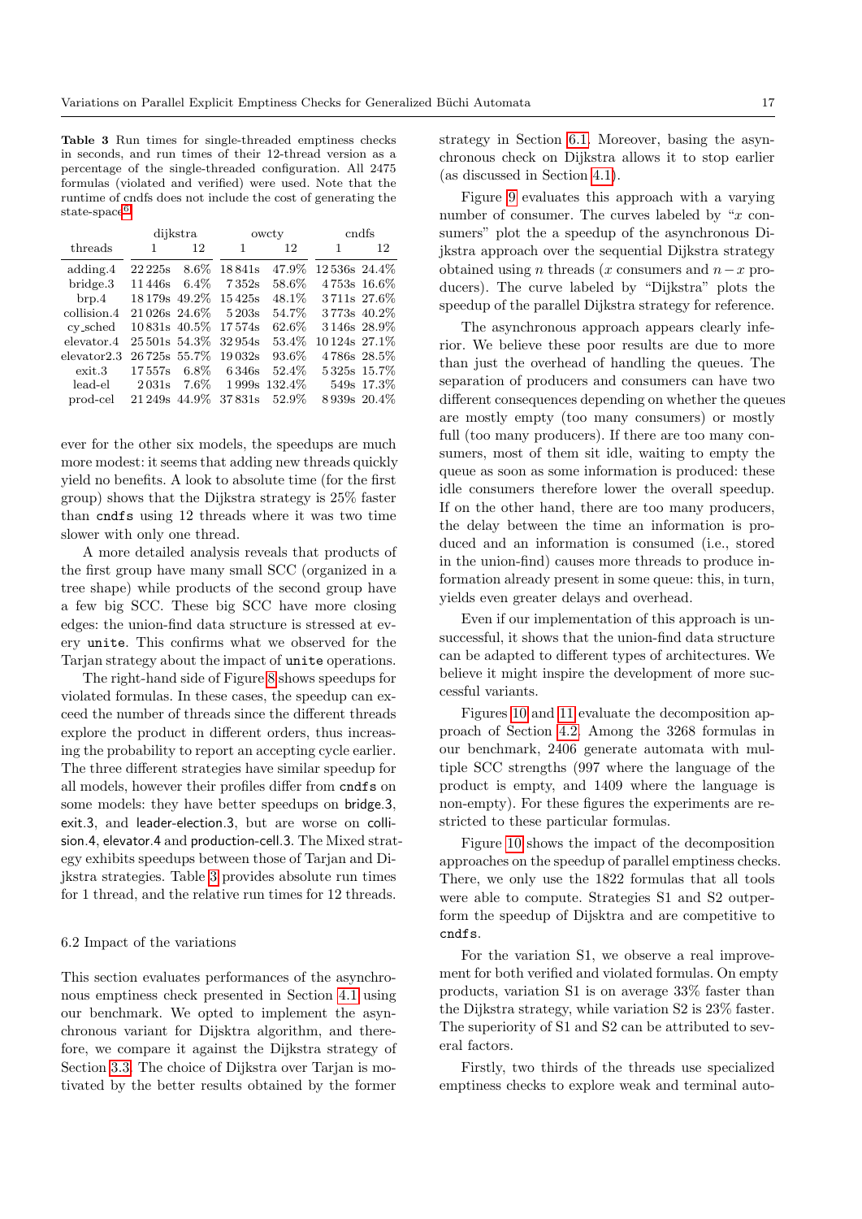**Table 3** Run times for single-threaded emptiness checks in seconds, and run times of their 12-thread version as a percentage of the single-threaded configuration. All 2475 formulas (violated and verified) were used. Note that the runtime of cndfs does not include the cost of generating the state-space[9].

| | dijkstra | | owcty | | cndfs | |
|---|---|---|---|---|---|---|
| threads | 1 | 12 | 1 | 12 | 1 | 12 |
| adding.4 | 22 225s | 8.6% | 18 841s | 47.9% | 12 536s | 24.4% |
| bridge.3 | 11 446s | 6.4% | 7 352s | 58.6% | 4 753s | 16.6% |
| brp.4 | 18 179s | 49.2% | 15 425s | 48.1% | 3 711s | 27.6% |
| collision.4 | 21 026s | 24.6% | 5 203s | 54.7% | 3 773s | 40.2% |
| cy_sched | 10 831s | 40.5% | 17 574s | 62.6% | 3 146s | 28.9% |
| elevator.4 | 25 501s | 54.3% | 32 954s | 53.4% | 10 124s | 27.1% |
| elevator2.3 | 26 725s | 55.7% | 19 032s | 93.6% | 4 786s | 28.5% |
| exit.3 | 17 557s | 6.8% | 6 346s | 52.4% | 5 325s | 15.7% |
| lead-el | 2 031s | 7.6% | 1 999s | 132.4% | 549s | 17.3% |
| prod-cel | 21 249s | 44.9% | 37 831s | 52.9% | 8 939s | 20.4% |

ever for the other six models, the speedups are much more modest: it seems that adding new threads quickly yield no benefits. A look to absolute time (for the first group) shows that the Dijkstra strategy is 25% faster than `cndfs` using 12 threads where it was two time slower with only one thread.

A more detailed analysis reveals that products of the first group have many small SCC (organized in a tree shape) while products of the second group have a few big SCC. These big SCC have more closing edges: the union-find data structure is stressed at every `unite`. This confirms what we observed for the Tarjan strategy about the impact of `unite` operations.

The right-hand side of Figure 8 shows speedups for violated formulas. In these cases, the speedup can exceed the number of threads since the different threads explore the product in different orders, thus increasing the probability to report an accepting cycle earlier. The three different strategies have similar speedup for all models, however their profiles differ from `cndfs` on some models: they have better speedups on bridge.3, exit.3, and leader-election.3, but are worse on collision.4, elevator.4 and production-cell.3. The Mixed strategy exhibits speedups between those of Tarjan and Dijkstra strategies. Table 3 provides absolute run times for 1 thread, and the relative run times for 12 threads.

### 6.2 Impact of the variations

This section evaluates performances of the asynchronous emptiness check presented in Section 4.1 using our benchmark. We opted to implement the asynchronous variant for Dijkstra algorithm, and therefore, we compare it against the Dijkstra strategy of Section 3.3. The choice of Dijkstra over Tarjan is motivated by the better results obtained by the former strategy in Section 6.1. Moreover, basing the asynchronous check on Dijkstra allows it to stop earlier (as discussed in Section 4.1).

Figure 9 evaluates this approach with a varying number of consumer. The curves labeled by "$x$ consumers" plot the a speedup of the asynchronous Dijkstra approach over the sequential Dijkstra strategy obtained using $n$ threads ($x$ consumers and $n-x$ producers). The curve labeled by "Dijkstra" plots the speedup of the parallel Dijkstra strategy for reference.

The asynchronous approach appears clearly inferior. We believe these poor results are due to more than just the overhead of handling the queues. The separation of producers and consumers can have two different consequences depending on whether the queues are mostly empty (too many consumers) or mostly full (too many producers). If there are too many consumers, most of them sit idle, waiting to empty the queue as soon as some information is produced: these idle consumers therefore lower the overall speedup. If on the other hand, there are too many producers, the delay between the time an information is produced and an information is consumed (i.e., stored in the union-find) causes more threads to produce information already present in some queue: this, in turn, yields even greater delays and overhead.

Even if our implementation of this approach is unsuccessful, it shows that the union-find data structure can be adapted to different types of architectures. We believe it might inspire the development of more successful variants.

Figures 10 and 11 evaluate the decomposition approach of Section 4.2. Among the 3268 formulas in our benchmark, 2406 generate automata with multiple SCC strengths (997 where the language of the product is empty, and 1409 where the language is non-empty). For these figures the experiments are restricted to these particular formulas.

Figure 10 shows the impact of the decomposition approaches on the speedup of parallel emptiness checks. There, we only use the 1822 formulas that all tools were able to compute. Strategies S1 and S2 outperform the speedup of Dijsktra and are competitive to `cndfs`.

For the variation S1, we observe a real improvement for both verified and violated formulas. On empty products, variation S1 is on average 33% faster than the Dijkstra strategy, while variation S2 is 23% faster. The superiority of S1 and S2 can be attributed to several factors.

Firstly, two thirds of the threads use specialized emptiness checks to explore weak and terminal auto-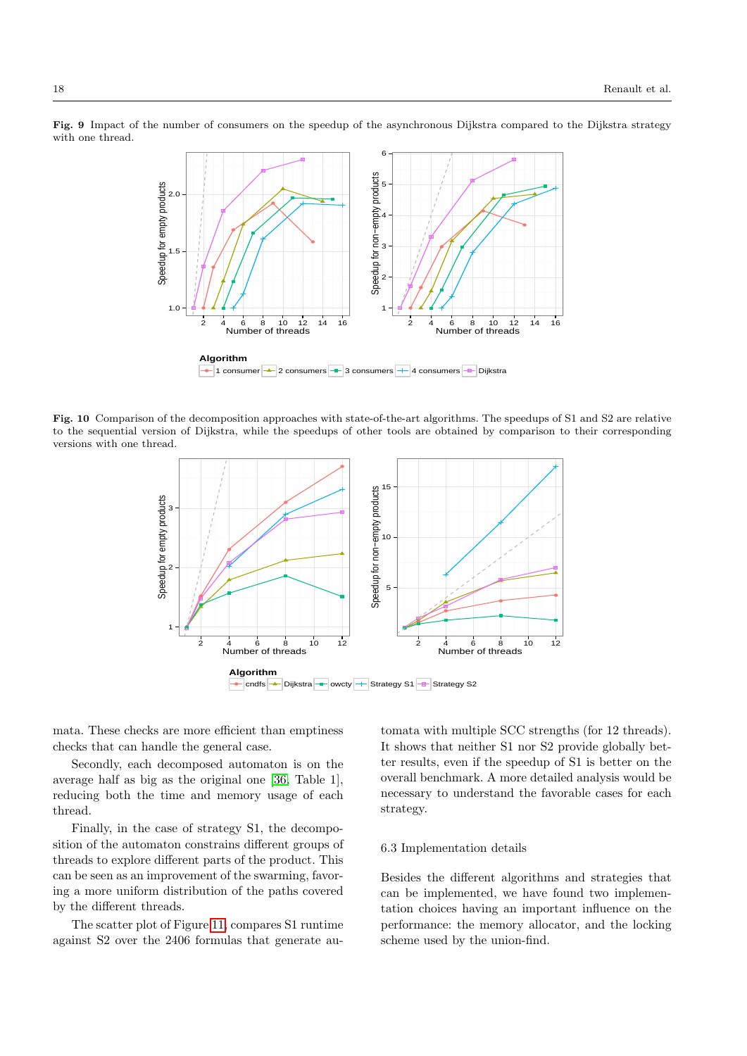**Fig. 9** Impact of the number of consumers on the speedup of the asynchronous Dijkstra compared to the Dijkstra strategy with one thread.

**Fig. 10** Comparison of the decomposition approaches with state-of-the-art algorithms. The speedups of S1 and S2 are relative to the sequential version of Dijkstra, while the speedups of other tools are obtained by comparison to their corresponding versions with one thread.

mata. These checks are more efficient than emptiness checks that can handle the general case.

Secondly, each decomposed automaton is on the average half as big as the original one [36, Table 1], reducing both the time and memory usage of each thread.

Finally, in the case of strategy S1, the decomposition of the automaton constrains different groups of threads to explore different parts of the product. This can be seen as an improvement of the swarming, favoring a more uniform distribution of the paths covered by the different threads.

The scatter plot of Figure 11 compares S1 runtime against S2 over the 2406 formulas that generate automata with multiple SCC strengths (for 12 threads). It shows that neither S1 nor S2 provide globally better results, even if the speedup of S1 is better on the overall benchmark. A more detailed analysis would be necessary to understand the favorable cases for each strategy.

### 6.3 Implementation details

Besides the different algorithms and strategies that can be implemented, we have found two implementation choices having an important influence on the performance: the memory allocator, and the locking scheme used by the union-find.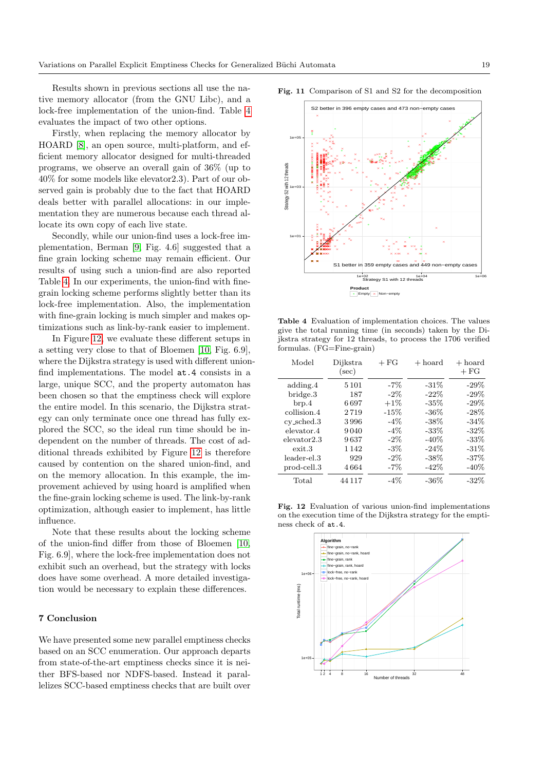Results shown in previous sections all use the native memory allocator (from the GNU Libc), and a lock-free implementation of the union-find. Table 4 evaluates the impact of two other options.

Firstly, when replacing the memory allocator by HOARD [8], an open source, multi-platform, and efficient memory allocator designed for multi-threaded programs, we observe an overall gain of 36% (up to 40% for some models like elevator2.3). Part of our observed gain is probably due to the fact that HOARD deals better with parallel allocations: in our implementation they are numerous because each thread allocate its own copy of each live state.

Secondly, while our union-find uses a lock-free implementation, Berman [9, Fig. 4.6] suggested that a fine grain locking scheme may remain efficient. Our results of using such a union-find are also reported Table 4. In our experiments, the union-find with fine-grain locking scheme performs slightly better than its lock-free implementation. Also, the implementation with fine-grain locking is much simpler and makes optimizations such as link-by-rank easier to implement.

In Figure 12, we evaluate these different setups in a setting very close to that of Bloemen [10, Fig. 6.9], where the Dijkstra strategy is used with different union-find implementations. The model `at.4` consists in a large, unique SCC, and the property automaton has been chosen so that the emptiness check will explore the entire model. In this scenario, the Dijkstra strategy can only terminate once one thread has fully explored the SCC, so the ideal run time should be independent on the number of threads. The cost of additional threads exhibited by Figure 12 is therefore caused by contention on the shared union-find, and on the memory allocation. In this example, the improvement achieved by using hoard is amplified when the fine-grain locking scheme is used. The link-by-rank optimization, although easier to implement, has little influence.

Note that these results about the locking scheme of the union-find differ from those of Bloemen [10, Fig. 6.9], where the lock-free implementation does not exhibit such an overhead, but the strategy with locks does have some overhead. A more detailed investigation would be necessary to explain these differences.

## 7 Conclusion

We have presented some new parallel emptiness checks based on an SCC enumeration. Our approach departs from state-of-the-art emptiness checks since it is neither BFS-based nor NDFS-based. Instead it parallelizes SCC-based emptiness checks that are built over

**Fig. 11** Comparison of S1 and S2 for the decomposition

**Table 4** Evaluation of implementation choices. The values give the total running time (in seconds) taken by the Dijkstra strategy for 12 threads, to process the 1706 verified formulas. (FG=Fine-grain)

| Model | Dijkstra (sec) | + FG | + hoard | + hoard + FG |
|---|---|---|---|---|
| adding.4 | 5 101 | -7% | -31% | -29% |
| bridge.3 | 187 | -2% | -22% | -29% |
| brp.4 | 6 697 | +1% | -35% | -29% |
| collision.4 | 2 719 | -15% | -36% | -28% |
| cy_sched.3 | 3 996 | -4% | -38% | -34% |
| elevator.4 | 9 040 | -4% | -33% | -32% |
| elevator2.3 | 9 637 | -2% | -40% | -33% |
| exit.3 | 1 142 | -3% | -24% | -31% |
| leader-el.3 | 929 | -2% | -38% | -37% |
| prod-cell.3 | 4 664 | -7% | -42% | -40% |
| Total | 44 117 | -4% | -36% | -32% |

**Fig. 12** Evaluation of various union-find implementations on the execution time of the Dijkstra strategy for the emptiness check of `at.4`.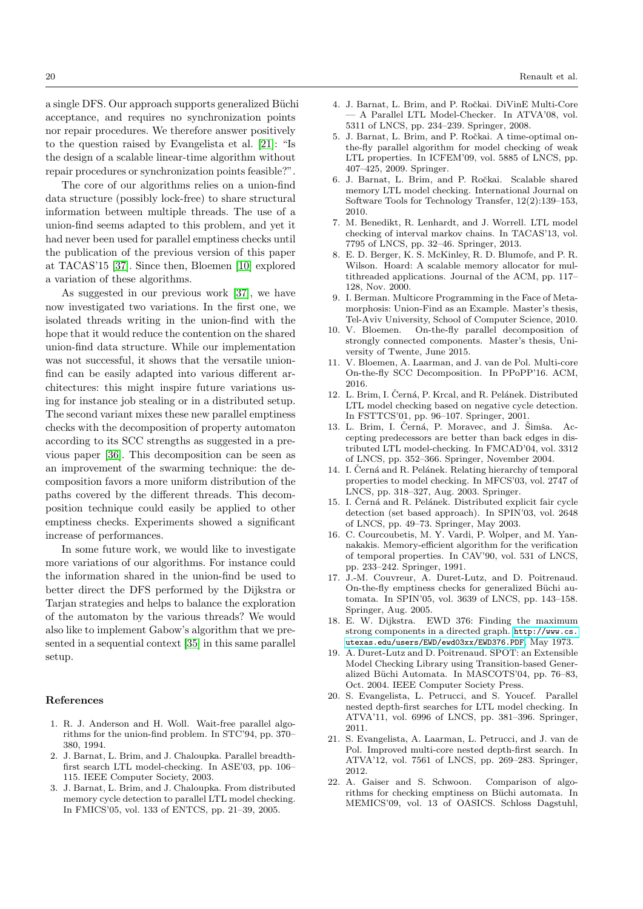a single DFS. Our approach supports generalized Büchi acceptance, and requires no synchronization points nor repair procedures. We therefore answer positively to the question raised by Evangelista et al. [21]: "Is the design of a scalable linear-time algorithm without repair procedures or synchronization points feasible?".

The core of our algorithms relies on a union-find data structure (possibly lock-free) to share structural information between multiple threads. The use of a union-find seems adapted to this problem, and yet it had never been used for parallel emptiness checks until the publication of the previous version of this paper at TACAS'15 [37]. Since then, Bloemen [10] explored a variation of these algorithms.

As suggested in our previous work [37], we have now investigated two variations. In the first one, we isolated threads writing in the union-find with the hope that it would reduce the contention on the shared union-find data structure. While our implementation was not successful, it shows that the versatile union-find can be easily adapted into various different architectures: this might inspire future variations using for instance job stealing or in a distributed setup. The second variant mixes these new parallel emptiness checks with the decomposition of property automaton according to its SCC strengths as suggested in a previous paper [36]. This decomposition can be seen as an improvement of the swarming technique: the decomposition favors a more uniform distribution of the paths covered by the different threads. This decomposition technique could easily be applied to other emptiness checks. Experiments showed a significant increase of performances.

In some future work, we would like to investigate more variations of our algorithms. For instance could the information shared in the union-find be used to better direct the DFS performed by the Dijkstra or Tarjan strategies and helps to balance the exploration of the automaton by the various threads? We would also like to implement Gabow's algorithm that we presented in a sequential context [35] in this same parallel setup.

## References

1. R. J. Anderson and H. Woll. Wait-free parallel algorithms for the union-find problem. In STC'94, pp. 370–380, 1994.
2. J. Barnat, L. Brim, and J. Chaloupka. Parallel breadth-first search LTL model-checking. In ASE'03, pp. 106–115. IEEE Computer Society, 2003.
3. J. Barnat, L. Brim, and J. Chaloupka. From distributed memory cycle detection to parallel LTL model checking. In FMICS'05, vol. 133 of ENTCS, pp. 21–39, 2005.
4. J. Barnat, L. Brim, and P. Ročkai. DiVinE Multi-Core — A Parallel LTL Model-Checker. In ATVA'08, vol. 5311 of LNCS, pp. 234–239. Springer, 2008.
5. J. Barnat, L. Brim, and P. Ročkai. A time-optimal on-the-fly parallel algorithm for model checking of weak LTL properties. In ICFEM'09, vol. 5885 of LNCS, pp. 407–425, 2009. Springer.
6. J. Barnat, L. Brim, and P. Ročkai. Scalable shared memory LTL model checking. International Journal on Software Tools for Technology Transfer, 12(2):139–153, 2010.
7. M. Benedikt, R. Lenhardt, and J. Worrell. LTL model checking of interval markov chains. In TACAS'13, vol. 7795 of LNCS, pp. 32–46. Springer, 2013.
8. E. D. Berger, K. S. McKinley, R. D. Blumofe, and P. R. Wilson. Hoard: A scalable memory allocator for multithreaded applications. Journal of the ACM, pp. 117–128, Nov. 2000.
9. I. Berman. Multicore Programming in the Face of Metamorphosis: Union-Find as an Example. Master's thesis, Tel-Aviv University, School of Computer Science, 2010.
10. V. Bloemen. On-the-fly parallel decomposition of strongly connected components. Master's thesis, University of Twente, June 2015.
11. V. Bloemen, A. Laarman, and J. van de Pol. Multi-core On-the-fly SCC Decomposition. In PPoPP'16. ACM, 2016.
12. L. Brim, I. Černá, P. Krcal, and R. Pelánek. Distributed LTL model checking based on negative cycle detection. In FSTTCS'01, pp. 96–107. Springer, 2001.
13. L. Brim, I. Černá, P. Moravec, and J. Šimša. Accepting predecessors are better than back edges in distributed LTL model-checking. In FMCAD'04, vol. 3312 of LNCS, pp. 352–366. Springer, November 2004.
14. I. Černá and R. Pelánek. Relating hierarchy of temporal properties to model checking. In MFCS'03, vol. 2747 of LNCS, pp. 318–327, Aug. 2003. Springer.
15. I. Černá and R. Pelánek. Distributed explicit fair cycle detection (set based approach). In SPIN'03, vol. 2648 of LNCS, pp. 49–73. Springer, May 2003.
16. C. Courcoubetis, M. Y. Vardi, P. Wolper, and M. Yannakakis. Memory-efficient algorithm for the verification of temporal properties. In CAV'90, vol. 531 of LNCS, pp. 233–242. Springer, 1991.
17. J.-M. Couvreur, A. Duret-Lutz, and D. Poitrenaud. On-the-fly emptiness checks for generalized Büchi automata. In SPIN'05, vol. 3639 of LNCS, pp. 143–158. Springer, Aug. 2005.
18. E. W. Dijkstra. EWD 376: Finding the maximum strong components in a directed graph. http://www.cs.utexas.edu/users/EWD/ewd03xx/EWD376.PDF, May 1973.
19. A. Duret-Lutz and D. Poitrenaud. SPOT: an Extensible Model Checking Library using Transition-based Generalized Büchi Automata. In MASCOTS'04, pp. 76–83, Oct. 2004. IEEE Computer Society Press.
20. S. Evangelista, L. Petrucci, and S. Youcef. Parallel nested depth-first searches for LTL model checking. In ATVA'11, vol. 6996 of LNCS, pp. 381–396. Springer, 2011.
21. S. Evangelista, A. Laarman, L. Petrucci, and J. van de Pol. Improved multi-core nested depth-first search. In ATVA'12, vol. 7561 of LNCS, pp. 269–283. Springer, 2012.
22. A. Gaiser and S. Schwoon. Comparison of algorithms for checking emptiness on Büchi automata. In MEMICS'09, vol. 13 of OASICS. Schloss Dagstuhl,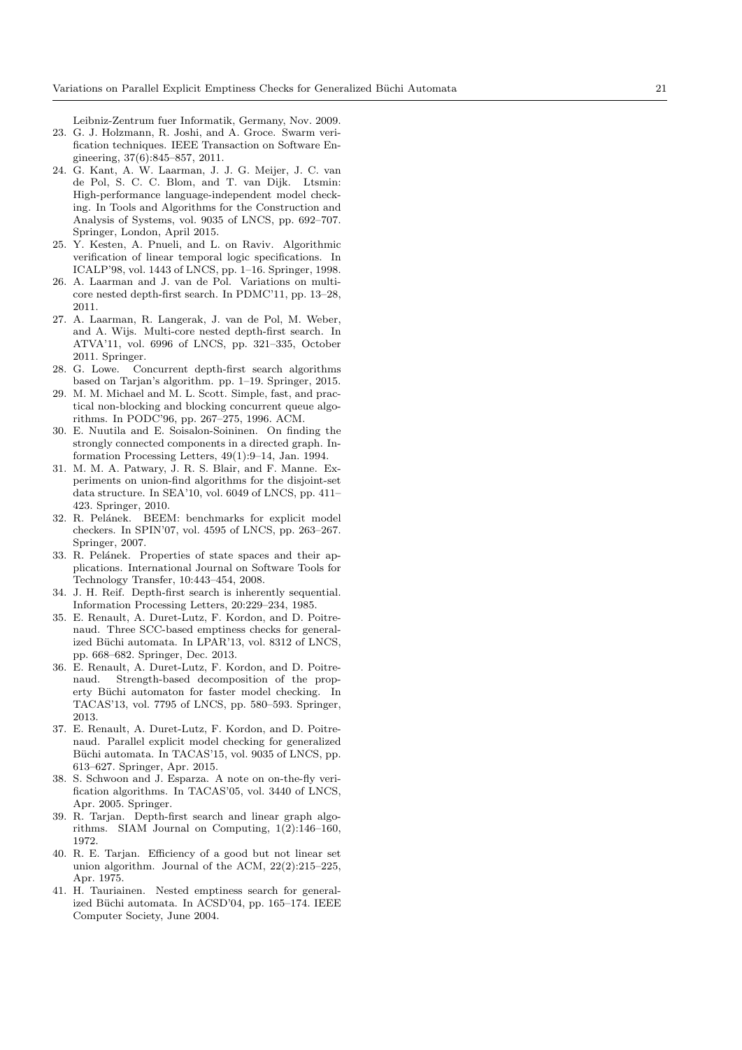Leibniz-Zentrum fuer Informatik, Germany, Nov. 2009.

23. G. J. Holzmann, R. Joshi, and A. Groce. Swarm verification techniques. IEEE Transaction on Software Engineering, 37(6):845–857, 2011.
24. G. Kant, A. W. Laarman, J. J. G. Meijer, J. C. van de Pol, S. C. C. Blom, and T. van Dijk. Ltsmin: High-performance language-independent model checking. In Tools and Algorithms for the Construction and Analysis of Systems, vol. 9035 of LNCS, pp. 692–707. Springer, London, April 2015.
25. Y. Kesten, A. Pnueli, and L. on Raviv. Algorithmic verification of linear temporal logic specifications. In ICALP'98, vol. 1443 of LNCS, pp. 1–16. Springer, 1998.
26. A. Laarman and J. van de Pol. Variations on multi-core nested depth-first search. In PDMC'11, pp. 13–28, 2011.
27. A. Laarman, R. Langerak, J. van de Pol, M. Weber, and A. Wijs. Multi-core nested depth-first search. In ATVA'11, vol. 6996 of LNCS, pp. 321–335, October 2011. Springer.
28. G. Lowe. Concurrent depth-first search algorithms based on Tarjan's algorithm. pp. 1–19. Springer, 2015.
29. M. M. Michael and M. L. Scott. Simple, fast, and practical non-blocking and blocking concurrent queue algorithms. In PODC'96, pp. 267–275, 1996. ACM.
30. E. Nuutila and E. Soisalon-Soininen. On finding the strongly connected components in a directed graph. Information Processing Letters, 49(1):9–14, Jan. 1994.
31. M. M. A. Patwary, J. R. S. Blair, and F. Manne. Experiments on union-find algorithms for the disjoint-set data structure. In SEA'10, vol. 6049 of LNCS, pp. 411–423. Springer, 2010.
32. R. Pelánek. BEEM: benchmarks for explicit model checkers. In SPIN'07, vol. 4595 of LNCS, pp. 263–267. Springer, 2007.
33. R. Pelánek. Properties of state spaces and their applications. International Journal on Software Tools for Technology Transfer, 10:443–454, 2008.
34. J. H. Reif. Depth-first search is inherently sequential. Information Processing Letters, 20:229–234, 1985.
35. E. Renault, A. Duret-Lutz, F. Kordon, and D. Poitrenaud. Three SCC-based emptiness checks for generalized Büchi automata. In LPAR'13, vol. 8312 of LNCS, pp. 668–682. Springer, Dec. 2013.
36. E. Renault, A. Duret-Lutz, F. Kordon, and D. Poitrenaud. Strength-based decomposition of the property Büchi automaton for faster model checking. In TACAS'13, vol. 7795 of LNCS, pp. 580–593. Springer, 2013.
37. E. Renault, A. Duret-Lutz, F. Kordon, and D. Poitrenaud. Parallel explicit model checking for generalized Büchi automata. In TACAS'15, vol. 9035 of LNCS, pp. 613–627. Springer, Apr. 2015.
38. S. Schwoon and J. Esparza. A note on on-the-fly verification algorithms. In TACAS'05, vol. 3440 of LNCS, Apr. 2005. Springer.
39. R. Tarjan. Depth-first search and linear graph algorithms. SIAM Journal on Computing, 1(2):146–160, 1972.
40. R. E. Tarjan. Efficiency of a good but not linear set union algorithm. Journal of the ACM, 22(2):215–225, Apr. 1975.
41. H. Tauriainen. Nested emptiness search for generalized Büchi automata. In ACSD'04, pp. 165–174. IEEE Computer Society, June 2004.